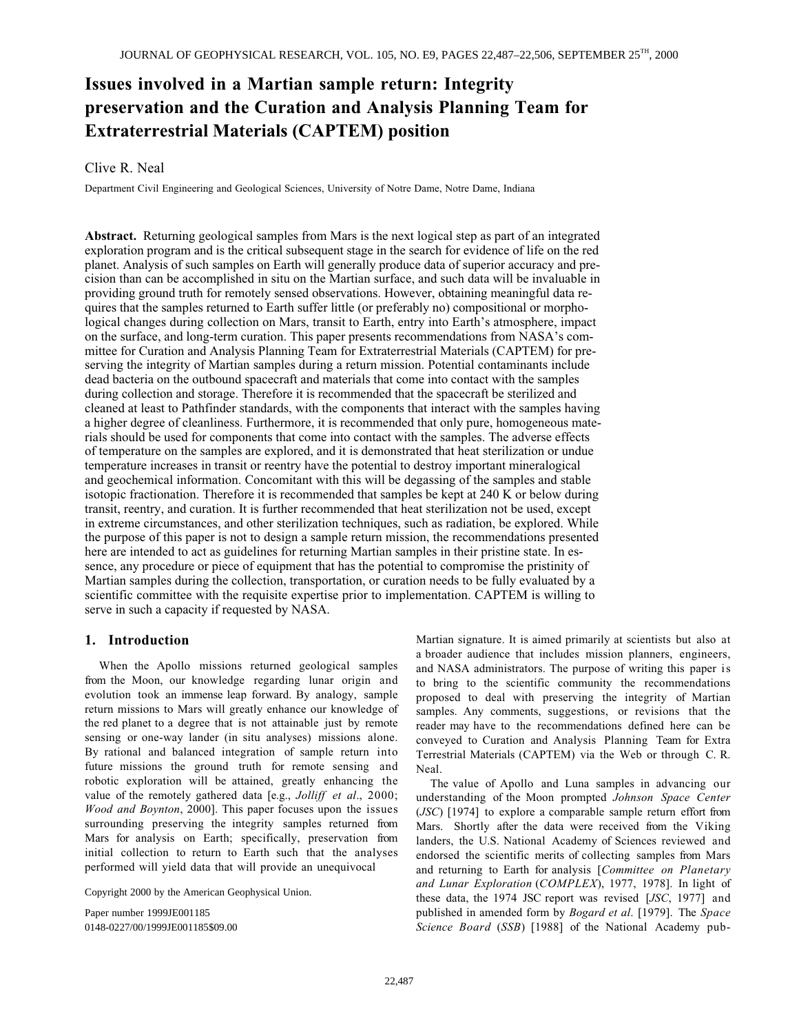# Issues involved in a Martian sample return: Integrity preservation and the Curation and Analysis Planning Team for Extraterrestrial Materials (CAPTEM) position

Clive R. Neal

Department Civil Engineering and Geological Sciences, University of Notre Dame, Notre Dame, Indiana

**Abstract.** Returning geological samples from Mars is the next logical step as part of an integrated exploration program and is the critical subsequent stage in the search for evidence of life on the red planet. Analysis of such samples on Earth will generally produce data of superior accuracy and precision than can be accomplished in situ on the Martian surface, and such data will be invaluable in providing ground truth for remotely sensed observations. However, obtaining meaningful data requires that the samples returned to Earth suffer little (or preferably no) compositional or morphological changes during collection on Mars, transit to Earth, entry into Earth's atmosphere, impact on the surface, and long-term curation. This paper presents recommendations from NASA's committee for Curation and Analysis Planning Team for Extraterrestrial Materials (CAPTEM) for preserving the integrity of Martian samples during a return mission. Potential contaminants include dead bacteria on the outbound spacecraft and materials that come into contact with the samples during collection and storage. Therefore it is recommended that the spacecraft be sterilized and cleaned at least to Pathfinder standards, with the components that interact with the samples having a higher degree of cleanliness. Furthermore, it is recommended that only pure, homogeneous materials should be used for components that come into contact with the samples. The adverse effects of temperature on the samples are explored, and it is demonstrated that heat sterilization or undue temperature increases in transit or reentry have the potential to destroy important mineralogical and geochemical information. Concomitant with this will be degassing of the samples and stable isotopic fractionation. Therefore it is recommended that samples be kept at 240 K or below during transit, reentry, and curation. It is further recommended that heat sterilization not be used, except in extreme circumstances, and other sterilization techniques, such as radiation, be explored. While the purpose of this paper is not to design a sample return mission, the recommendations presented here are intended to act as guidelines for returning Martian samples in their pristine state. In essence, any procedure or piece of equipment that has the potential to compromise the pristinity of Martian samples during the collection, transportation, or curation needs to be fully evaluated by a scientific committee with the requisite expertise prior to implementation. CAPTEM is willing to serve in such a capacity if requested by NASA.

## 1. Introduction

When the Apollo missions returned geological samples from the Moon, our knowledge regarding lunar origin and evolution took an immense leap forward. By analogy, sample return missions to Mars will greatly enhance our knowledge of the red planet to a degree that is not attainable just by remote sensing or one-way lander (in situ analyses) missions alone. By rational and balanced integration of sample return into future missions the ground truth for remote sensing and robotic exploration will be attained, greatly enhancing the value of the remotely gathered data [e.g., *Jolliff et al*., 2000; *Wood and Boynton*, 2000]. This paper focuses upon the issues surrounding preserving the integrity samples returned from Mars for analysis on Earth; specifically, preservation from initial collection to return to Earth such that the analyses performed will yield data that will provide an unequivocal Martian signature. It is aimed primarily at scientists but also at a broader audience that includes mission planners, engineers, and NASA administrators. The purpose of writing this paper is to bring to the scientific community the recommendations proposed to deal with preserving the integrity of Martian samples. Any comments, suggestions, or revisions that the reader may have to the recommendations defined here can be conveyed to Curation and Analysis Planning Team for Extra Terrestrial Materials (CAPTEM) via the Web or through C. R. Neal.

The value of Apollo and Luna samples in advancing our understanding of the Moon prompted *Johnson Space Center* (*JSC*) [1974] to explore a comparable sample return effort from Mars. Shortly after the data were received from the Viking landers, the U.S. National Academy of Sciences reviewed and endorsed the scientific merits of collecting samples from Mars and returning to Earth for analysis [*Committee on Planetary and Lunar Exploration* (*COMPLEX*), 1977, 1978]. In light of these data, the 1974 JSC report was revised [*JSC*, 1977] and published in amended form by *Bogard et al*. [1979]. The *Space Science Board* (*SSB*) [1988] of the National Academy pub-

Copyright 2000 by the American Geophysical Union.

Paper number 1999JE001185
0148-0227/00/1999JE001185$09.00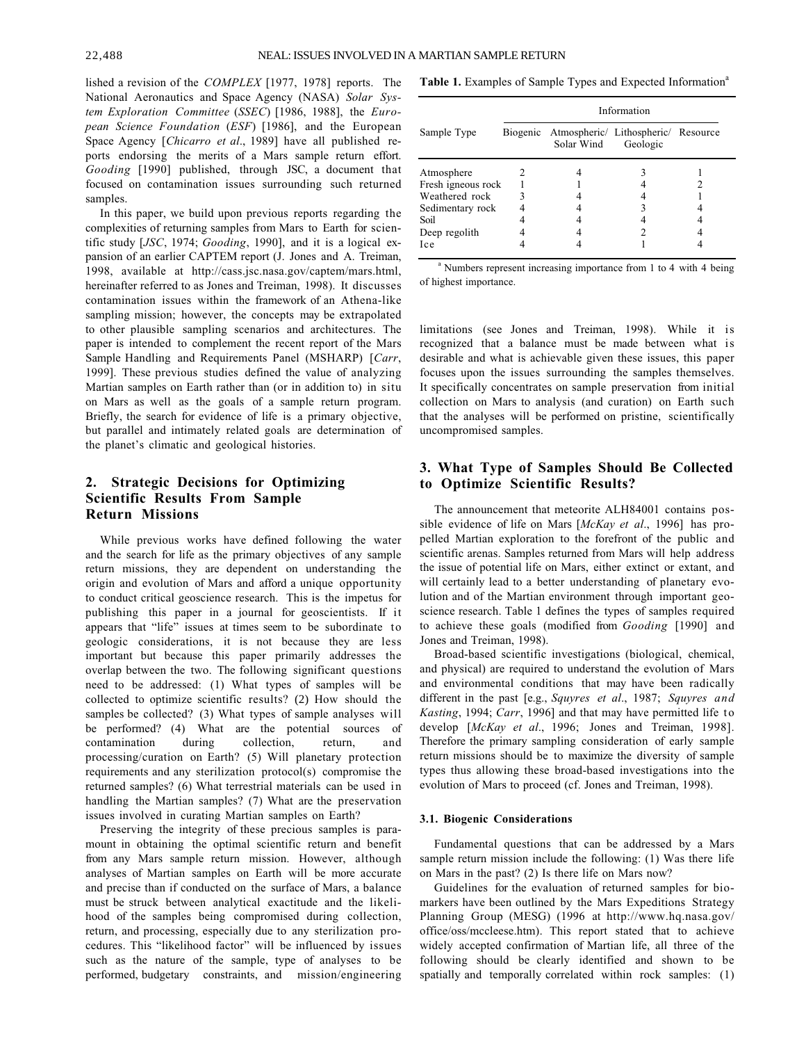lished a revision of the *COMPLEX* [1977, 1978] reports. The National Aeronautics and Space Agency (NASA) *Solar System Exploration Committee* (*SSEC*) [1986, 1988], the *European Science Foundation* (*ESF*) [1986], and the European Space Agency [*Chicarro et al*., 1989] have all published reports endorsing the merits of a Mars sample return effort. *Gooding* [1990] published, through JSC, a document that focused on contamination issues surrounding such returned samples.

In this paper, we build upon previous reports regarding the complexities of returning samples from Mars to Earth for scientific study [*JSC*, 1974; *Gooding*, 1990], and it is a logical expansion of an earlier CAPTEM report (J. Jones and A. Treiman, 1998, available at http://cass.jsc.nasa.gov/captem/mars.html, hereinafter referred to as Jones and Treiman, 1998). It discusses contamination issues within the framework of an Athena-like sampling mission; however, the concepts may be extrapolated to other plausible sampling scenarios and architectures. The paper is intended to complement the recent report of the Mars Sample Handling and Requirements Panel (MSHARP) [*Carr*, 1999]. These previous studies defined the value of analyzing Martian samples on Earth rather than (or in addition to) in situ on Mars as well as the goals of a sample return program. Briefly, the search for evidence of life is a primary objective, but parallel and intimately related goals are determination of the planet's climatic and geological histories.

## 2. Strategic Decisions for Optimizing Scientific Results From Sample Return Missions

While previous works have defined following the water and the search for life as the primary objectives of any sample return missions, they are dependent on understanding the origin and evolution of Mars and afford a unique opportunity to conduct critical geoscience research. This is the impetus for publishing this paper in a journal for geoscientists. If it appears that "life" issues at times seem to be subordinate to geologic considerations, it is not because they are less important but because this paper primarily addresses the overlap between the two. The following significant questions need to be addressed: (1) What types of samples will be collected to optimize scientific results? (2) How should the samples be collected? (3) What types of sample analyses will be performed? (4) What are the potential sources of contamination during collection, return, and processing/curation on Earth? (5) Will planetary protection requirements and any sterilization protocol(s) compromise the returned samples? (6) What terrestrial materials can be used in handling the Martian samples? (7) What are the preservation issues involved in curating Martian samples on Earth?

Preserving the integrity of these precious samples is paramount in obtaining the optimal scientific return and benefit from any Mars sample return mission. However, although analyses of Martian samples on Earth will be more accurate and precise than if conducted on the surface of Mars, a balance must be struck between analytical exactitude and the likelihood of the samples being compromised during collection, return, and processing, especially due to any sterilization procedures. This "likelihood factor" will be influenced by issues such as the nature of the sample, type of analyses to be performed, budgetary constraints, and mission/engineering limitations (see Jones and Treiman, 1998). While it is recognized that a balance must be made between what is desirable and what is achievable given these issues, this paper focuses upon the issues surrounding the samples themselves. It specifically concentrates on sample preservation from initial collection on Mars to analysis (and curation) on Earth such that the analyses will be performed on pristine, scientifically uncompromised samples.

**Table 1.** Examples of Sample Types and Expected Information[a]

| Sample Type | Information | | | |
|---|---|---|---|---|
| | Biogenic | Atmospheric/ Solar Wind | Lithospheric/ Geologic | Resource |
| Atmosphere | 2 | 4 | 3 | 1 |
| Fresh igneous rock | 1 | 1 | 4 | 2 |
| Weathered rock | 3 | 4 | 4 | 1 |
| Sedimentary rock | 4 | 4 | 3 | 4 |
| Soil | 4 | 4 | 4 | 4 |
| Deep regolith | 4 | 4 | 2 | 4 |
| Ice | 4 | 4 | 1 | 4 |

[a] Numbers represent increasing importance from 1 to 4 with 4 being of highest importance.

## 3. What Type of Samples Should Be Collected to Optimize Scientific Results?

The announcement that meteorite ALH84001 contains possible evidence of life on Mars [*McKay et al*., 1996] has propelled Martian exploration to the forefront of the public and scientific arenas. Samples returned from Mars will help address the issue of potential life on Mars, either extinct or extant, and will certainly lead to a better understanding of planetary evolution and of the Martian environment through important geoscience research. Table 1 defines the types of samples required to achieve these goals (modified from *Gooding* [1990] and Jones and Treiman, 1998).

Broad-based scientific investigations (biological, chemical, and physical) are required to understand the evolution of Mars and environmental conditions that may have been radically different in the past [e.g., *Squyres et al*., 1987; *Squyres and Kasting*, 1994; *Carr*, 1996] and that may have permitted life to develop [*McKay et al*., 1996; Jones and Treiman, 1998]. Therefore the primary sampling consideration of early sample return missions should be to maximize the diversity of sample types thus allowing these broad-based investigations into the evolution of Mars to proceed (cf. Jones and Treiman, 1998).

### 3.1. Biogenic Considerations

Fundamental questions that can be addressed by a Mars sample return mission include the following: (1) Was there life on Mars in the past? (2) Is there life on Mars now?

Guidelines for the evaluation of returned samples for biomarkers have been outlined by the Mars Expeditions Strategy Planning Group (MESG) (1996 at http://www.hq.nasa.gov/office/oss/mccleese.htm). This report stated that to achieve widely accepted confirmation of Martian life, all three of the following should be clearly identified and shown to be spatially and temporally correlated within rock samples: (1)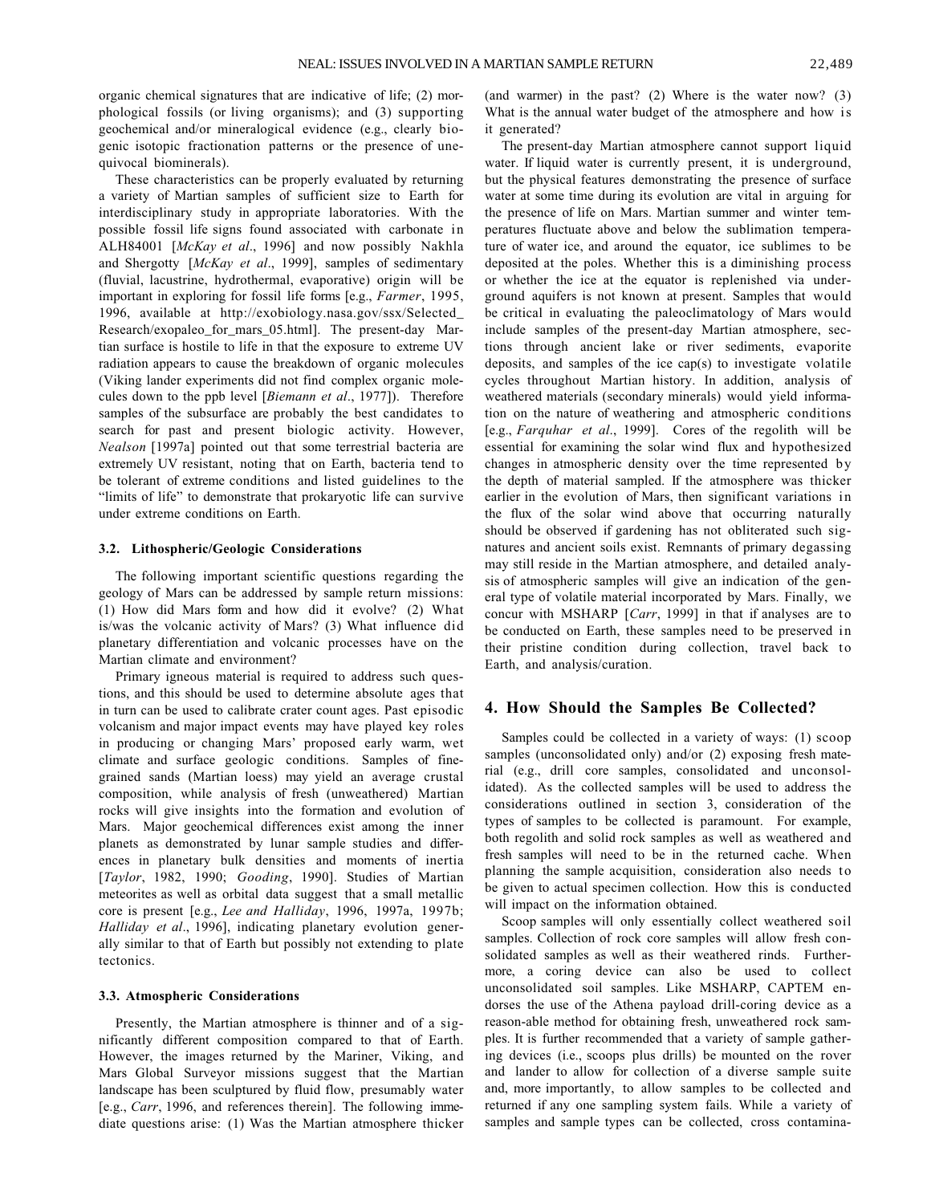organic chemical signatures that are indicative of life; (2) morphological fossils (or living organisms); and (3) supporting geochemical and/or mineralogical evidence (e.g., clearly biogenic isotopic fractionation patterns or the presence of unequivocal biominerals).

These characteristics can be properly evaluated by returning a variety of Martian samples of sufficient size to Earth for interdisciplinary study in appropriate laboratories. With the possible fossil life signs found associated with carbonate in ALH84001 [*McKay et al*., 1996] and now possibly Nakhla and Shergotty [*McKay et al*., 1999], samples of sedimentary (fluvial, lacustrine, hydrothermal, evaporative) origin will be important in exploring for fossil life forms [e.g., *Farmer*, 1995, 1996, available at http://exobiology.nasa.gov/ssx/Selected_Research/exopaleo_for_mars_05.html]. The present-day Martian surface is hostile to life in that the exposure to extreme UV radiation appears to cause the breakdown of organic molecules (Viking lander experiments did not find complex organic molecules down to the ppb level [*Biemann et al*., 1977]). Therefore samples of the subsurface are probably the best candidates to search for past and present biologic activity. However, *Nealson* [1997a] pointed out that some terrestrial bacteria are extremely UV resistant, noting that on Earth, bacteria tend to be tolerant of extreme conditions and listed guidelines to the "limits of life" to demonstrate that prokaryotic life can survive under extreme conditions on Earth.

### 3.2. Lithospheric/Geologic Considerations

The following important scientific questions regarding the geology of Mars can be addressed by sample return missions: (1) How did Mars form and how did it evolve? (2) What is/was the volcanic activity of Mars? (3) What influence did planetary differentiation and volcanic processes have on the Martian climate and environment?

Primary igneous material is required to address such questions, and this should be used to determine absolute ages that in turn can be used to calibrate crater count ages. Past episodic volcanism and major impact events may have played key roles in producing or changing Mars' proposed early warm, wet climate and surface geologic conditions. Samples of fine-grained sands (Martian loess) may yield an average crustal composition, while analysis of fresh (unweathered) Martian rocks will give insights into the formation and evolution of Mars. Major geochemical differences exist among the inner planets as demonstrated by lunar sample studies and differences in planetary bulk densities and moments of inertia [*Taylor*, 1982, 1990; *Gooding*, 1990]. Studies of Martian meteorites as well as orbital data suggest that a small metallic core is present [e.g., *Lee and Halliday*, 1996, 1997a, 1997b; *Halliday et al*., 1996], indicating planetary evolution generally similar to that of Earth but possibly not extending to plate tectonics.

### 3.3. Atmospheric Considerations

Presently, the Martian atmosphere is thinner and of a significantly different composition compared to that of Earth. However, the images returned by the Mariner, Viking, and Mars Global Surveyor missions suggest that the Martian landscape has been sculptured by fluid flow, presumably water [e.g., *Carr*, 1996, and references therein]. The following immediate questions arise: (1) Was the Martian atmosphere thicker (and warmer) in the past? (2) Where is the water now? (3) What is the annual water budget of the atmosphere and how is it generated?

The present-day Martian atmosphere cannot support liquid water. If liquid water is currently present, it is underground, but the physical features demonstrating the presence of surface water at some time during its evolution are vital in arguing for the presence of life on Mars. Martian summer and winter temperatures fluctuate above and below the sublimation temperature of water ice, and around the equator, ice sublimes to be deposited at the poles. Whether this is a diminishing process or whether the ice at the equator is replenished via underground aquifers is not known at present. Samples that would be critical in evaluating the paleoclimatology of Mars would include samples of the present-day Martian atmosphere, sections through ancient lake or river sediments, evaporite deposits, and samples of the ice cap(s) to investigate volatile cycles throughout Martian history. In addition, analysis of weathered materials (secondary minerals) would yield information on the nature of weathering and atmospheric conditions [e.g., *Farquhar et al*., 1999]. Cores of the regolith will be essential for examining the solar wind flux and hypothesized changes in atmospheric density over the time represented by the depth of material sampled. If the atmosphere was thicker earlier in the evolution of Mars, then significant variations in the flux of the solar wind above that occurring naturally should be observed if gardening has not obliterated such signatures and ancient soils exist. Remnants of primary degassing may still reside in the Martian atmosphere, and detailed analysis of atmospheric samples will give an indication of the general type of volatile material incorporated by Mars. Finally, we concur with MSHARP [*Carr*, 1999] in that if analyses are to be conducted on Earth, these samples need to be preserved in their pristine condition during collection, travel back to Earth, and analysis/curation.

## 4. How Should the Samples Be Collected?

Samples could be collected in a variety of ways: (1) scoop samples (unconsolidated only) and/or (2) exposing fresh material (e.g., drill core samples, consolidated and unconsolidated). As the collected samples will be used to address the considerations outlined in section 3, consideration of the types of samples to be collected is paramount. For example, both regolith and solid rock samples as well as weathered and fresh samples will need to be in the returned cache. When planning the sample acquisition, consideration also needs to be given to actual specimen collection. How this is conducted will impact on the information obtained.

Scoop samples will only essentially collect weathered soil samples. Collection of rock core samples will allow fresh consolidated samples as well as their weathered rinds. Furthermore, a coring device can also be used to collect unconsolidated soil samples. Like MSHARP, CAPTEM endorses the use of the Athena payload drill-coring device as a reason-able method for obtaining fresh, unweathered rock samples. It is further recommended that a variety of sample gathering devices (i.e., scoops plus drills) be mounted on the rover and lander to allow for collection of a diverse sample suite and, more importantly, to allow samples to be collected and returned if any one sampling system fails. While a variety of samples and sample types can be collected, cross contamina-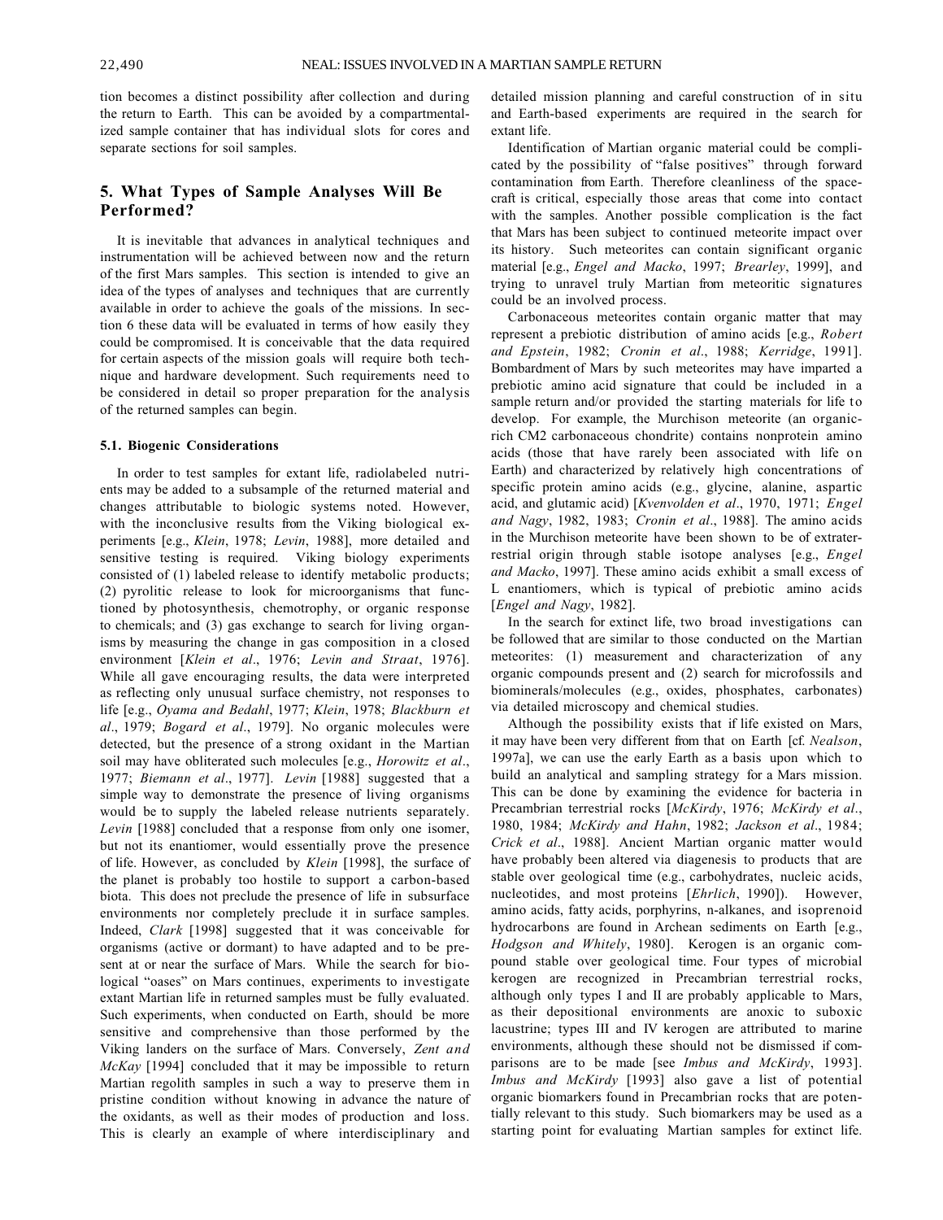tion becomes a distinct possibility after collection and during the return to Earth. This can be avoided by a compartmentalized sample container that has individual slots for cores and separate sections for soil samples.

## 5. What Types of Sample Analyses Will Be Performed?

It is inevitable that advances in analytical techniques and instrumentation will be achieved between now and the return of the first Mars samples. This section is intended to give an idea of the types of analyses and techniques that are currently available in order to achieve the goals of the missions. In section 6 these data will be evaluated in terms of how easily they could be compromised. It is conceivable that the data required for certain aspects of the mission goals will require both technique and hardware development. Such requirements need to be considered in detail so proper preparation for the analysis of the returned samples can begin.

### 5.1. Biogenic Considerations

In order to test samples for extant life, radiolabeled nutrients may be added to a subsample of the returned material and changes attributable to biologic systems noted. However, with the inconclusive results from the Viking biological experiments [e.g., *Klein*, 1978; *Levin*, 1988], more detailed and sensitive testing is required. Viking biology experiments consisted of (1) labeled release to identify metabolic products; (2) pyrolitic release to look for microorganisms that functioned by photosynthesis, chemotrophy, or organic response to chemicals; and (3) gas exchange to search for living organisms by measuring the change in gas composition in a closed environment [*Klein et al*., 1976; *Levin and Straat*, 1976]. While all gave encouraging results, the data were interpreted as reflecting only unusual surface chemistry, not responses to life [e.g., *Oyama and Bedahl*, 1977; *Klein*, 1978; *Blackburn et al*., 1979; *Bogard et al*., 1979]. No organic molecules were detected, but the presence of a strong oxidant in the Martian soil may have obliterated such molecules [e.g., *Horowitz et al*., 1977; *Biemann et al*., 1977]. *Levin* [1988] suggested that a simple way to demonstrate the presence of living organisms would be to supply the labeled release nutrients separately. *Levin* [1988] concluded that a response from only one isomer, but not its enantiomer, would essentially prove the presence of life. However, as concluded by *Klein* [1998], the surface of the planet is probably too hostile to support a carbon-based biota. This does not preclude the presence of life in subsurface environments nor completely preclude it in surface samples. Indeed, *Clark* [1998] suggested that it was conceivable for organisms (active or dormant) to have adapted and to be present at or near the surface of Mars. While the search for biological "oases" on Mars continues, experiments to investigate extant Martian life in returned samples must be fully evaluated. Such experiments, when conducted on Earth, should be more sensitive and comprehensive than those performed by the Viking landers on the surface of Mars. Conversely, *Zent and McKay* [1994] concluded that it may be impossible to return Martian regolith samples in such a way to preserve them in pristine condition without knowing in advance the nature of the oxidants, as well as their modes of production and loss. This is clearly an example of where interdisciplinary and detailed mission planning and careful construction of in situ and Earth-based experiments are required in the search for extant life.

Identification of Martian organic material could be complicated by the possibility of "false positives" through forward contamination from Earth. Therefore cleanliness of the spacecraft is critical, especially those areas that come into contact with the samples. Another possible complication is the fact that Mars has been subject to continued meteorite impact over its history. Such meteorites can contain significant organic material [e.g., *Engel and Macko*, 1997; *Brearley*, 1999], and trying to unravel truly Martian from meteoritic signatures could be an involved process.

Carbonaceous meteorites contain organic matter that may represent a prebiotic distribution of amino acids [e.g., *Robert and Epstein*, 1982; *Cronin et al*., 1988; *Kerridge*, 1991]. Bombardment of Mars by such meteorites may have imparted a prebiotic amino acid signature that could be included in a sample return and/or provided the starting materials for life to develop. For example, the Murchison meteorite (an organic-rich CM2 carbonaceous chondrite) contains nonprotein amino acids (those that have rarely been associated with life on Earth) and characterized by relatively high concentrations of specific protein amino acids (e.g., glycine, alanine, aspartic acid, and glutamic acid) [*Kvenvolden et al*., 1970, 1971; *Engel and Nagy*, 1982, 1983; *Cronin et al*., 1988]. The amino acids in the Murchison meteorite have been shown to be of extraterrestrial origin through stable isotope analyses [e.g., *Engel and Macko*, 1997]. These amino acids exhibit a small excess of L enantiomers, which is typical of prebiotic amino acids [*Engel and Nagy*, 1982].

In the search for extinct life, two broad investigations can be followed that are similar to those conducted on the Martian meteorites: (1) measurement and characterization of any organic compounds present and (2) search for microfossils and biominerals/molecules (e.g., oxides, phosphates, carbonates) via detailed microscopy and chemical studies.

Although the possibility exists that if life existed on Mars, it may have been very different from that on Earth [cf. *Nealson*, 1997a], we can use the early Earth as a basis upon which to build an analytical and sampling strategy for a Mars mission. This can be done by examining the evidence for bacteria in Precambrian terrestrial rocks [*McKirdy*, 1976; *McKirdy et al*., 1980, 1984; *McKirdy and Hahn*, 1982; *Jackson et al*., 1984; *Crick et al*., 1988]. Ancient Martian organic matter would have probably been altered via diagenesis to products that are stable over geological time (e.g., carbohydrates, nucleic acids, nucleotides, and most proteins [*Ehrlich*, 1990]). However, amino acids, fatty acids, porphyrins, n-alkanes, and isoprenoid hydrocarbons are found in Archean sediments on Earth [e.g., *Hodgson and Whitely*, 1980]. Kerogen is an organic compound stable over geological time. Four types of microbial kerogen are recognized in Precambrian terrestrial rocks, although only types I and II are probably applicable to Mars, as their depositional environments are anoxic to suboxic lacustrine; types III and IV kerogen are attributed to marine environments, although these should not be dismissed if comparisons are to be made [see *Imbus and McKirdy*, 1993]. *Imbus and McKirdy* [1993] also gave a list of potential organic biomarkers found in Precambrian rocks that are potentially relevant to this study. Such biomarkers may be used as a starting point for evaluating Martian samples for extinct life.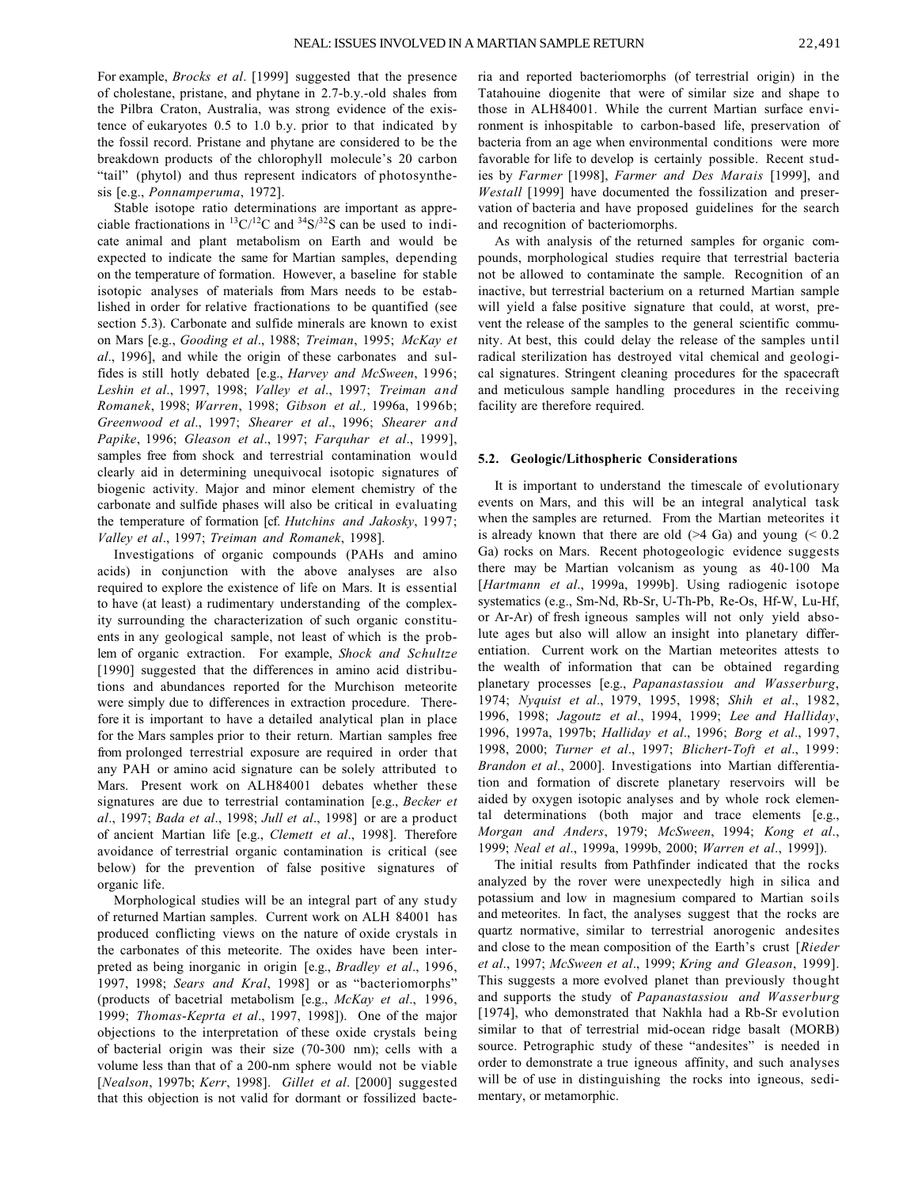For example, *Brocks et al*. [1999] suggested that the presence of cholestane, pristane, and phytane in 2.7-b.y.-old shales from the Pilbra Craton, Australia, was strong evidence of the existence of eukaryotes 0.5 to 1.0 b.y. prior to that indicated by the fossil record. Pristane and phytane are considered to be the breakdown products of the chlorophyll molecule's 20 carbon "tail" (phytol) and thus represent indicators of photosynthesis [e.g., *Ponnamperuma*, 1972].

Stable isotope ratio determinations are important as appreciable fractionations in $^{13}C/^{12}C$ and $^{34}S/^{32}S$ can be used to indicate animal and plant metabolism on Earth and would be expected to indicate the same for Martian samples, depending on the temperature of formation. However, a baseline for stable isotopic analyses of materials from Mars needs to be established in order for relative fractionations to be quantified (see section 5.3). Carbonate and sulfide minerals are known to exist on Mars [e.g., *Gooding et al*., 1988; *Treiman*, 1995; *McKay et al*., 1996], and while the origin of these carbonates and sulfides is still hotly debated [e.g., *Harvey and McSween*, 1996; *Leshin et al*., 1997, 1998; *Valley et al*., 1997; *Treiman and Romanek*, 1998; *Warren*, 1998; *Gibson et al.,* 1996a, 1996b; *Greenwood et al*., 1997; *Shearer et al*., 1996; *Shearer and Papike*, 1996; *Gleason et al*., 1997; *Farquhar et al*., 1999], samples free from shock and terrestrial contamination would clearly aid in determining unequivocal isotopic signatures of biogenic activity. Major and minor element chemistry of the carbonate and sulfide phases will also be critical in evaluating the temperature of formation [cf. *Hutchins and Jakosky*, 1997; *Valley et al*., 1997; *Treiman and Romanek*, 1998].

Investigations of organic compounds (PAHs and amino acids) in conjunction with the above analyses are also required to explore the existence of life on Mars. It is essential to have (at least) a rudimentary understanding of the complexity surrounding the characterization of such organic constituents in any geological sample, not least of which is the problem of organic extraction. For example, *Shock and Schultze* [1990] suggested that the differences in amino acid distributions and abundances reported for the Murchison meteorite were simply due to differences in extraction procedure. Therefore it is important to have a detailed analytical plan in place for the Mars samples prior to their return. Martian samples free from prolonged terrestrial exposure are required in order that any PAH or amino acid signature can be solely attributed to Mars. Present work on ALH84001 debates whether these signatures are due to terrestrial contamination [e.g., *Becker et al*., 1997; *Bada et al*., 1998; *Jull et al*., 1998] or are a product of ancient Martian life [e.g., *Clemett et al*., 1998]. Therefore avoidance of terrestrial organic contamination is critical (see below) for the prevention of false positive signatures of organic life.

Morphological studies will be an integral part of any study of returned Martian samples. Current work on ALH 84001 has produced conflicting views on the nature of oxide crystals in the carbonates of this meteorite. The oxides have been interpreted as being inorganic in origin [e.g., *Bradley et al*., 1996, 1997, 1998; *Sears and Kral*, 1998] or as "bacteriomorphs" (products of bacetrial metabolism [e.g., *McKay et al*., 1996, 1999; *Thomas-Keprta et al*., 1997, 1998]). One of the major objections to the interpretation of these oxide crystals being of bacterial origin was their size (70-300 nm); cells with a volume less than that of a 200-nm sphere would not be viable [*Nealson*, 1997b; *Kerr*, 1998]. *Gillet et al*. [2000] suggested that this objection is not valid for dormant or fossilized bacteria and reported bacteriomorphs (of terrestrial origin) in the Tatahouine diogenite that were of similar size and shape to those in ALH84001. While the current Martian surface environment is inhospitable to carbon-based life, preservation of bacteria from an age when environmental conditions were more favorable for life to develop is certainly possible. Recent studies by *Farmer* [1998], *Farmer and Des Marais* [1999], and *Westall* [1999] have documented the fossilization and preservation of bacteria and have proposed guidelines for the search and recognition of bacteriomorphs.

As with analysis of the returned samples for organic compounds, morphological studies require that terrestrial bacteria not be allowed to contaminate the sample. Recognition of an inactive, but terrestrial bacterium on a returned Martian sample will yield a false positive signature that could, at worst, prevent the release of the samples to the general scientific community. At best, this could delay the release of the samples until radical sterilization has destroyed vital chemical and geological signatures. Stringent cleaning procedures for the spacecraft and meticulous sample handling procedures in the receiving facility are therefore required.

### 5.2. Geologic/Lithospheric Considerations

It is important to understand the timescale of evolutionary events on Mars, and this will be an integral analytical task when the samples are returned. From the Martian meteorites it is already known that there are old (>4 Ga) and young (< 0.2 Ga) rocks on Mars. Recent photogeologic evidence suggests there may be Martian volcanism as young as 40-100 Ma [*Hartmann et al*., 1999a, 1999b]. Using radiogenic isotope systematics (e.g., Sm-Nd, Rb-Sr, U-Th-Pb, Re-Os, Hf-W, Lu-Hf, or Ar-Ar) of fresh igneous samples will not only yield absolute ages but also will allow an insight into planetary differentiation. Current work on the Martian meteorites attests to the wealth of information that can be obtained regarding planetary processes [e.g., *Papanastassiou and Wasserburg*, 1974; *Nyquist et al*., 1979, 1995, 1998; *Shih et al*., 1982, 1996, 1998; *Jagoutz et al*., 1994, 1999; *Lee and Halliday*, 1996, 1997a, 1997b; *Halliday et al*., 1996; *Borg et al*., 1997, 1998, 2000; *Turner et al*., 1997; *Blichert-Toft et al*., 1999: *Brandon et al*., 2000]. Investigations into Martian differentiation and formation of discrete planetary reservoirs will be aided by oxygen isotopic analyses and by whole rock elemental determinations (both major and trace elements [e.g., *Morgan and Anders*, 1979; *McSween*, 1994; *Kong et al*., 1999; *Neal et al*., 1999a, 1999b, 2000; *Warren et al*., 1999]).

The initial results from Pathfinder indicated that the rocks analyzed by the rover were unexpectedly high in silica and potassium and low in magnesium compared to Martian soils and meteorites. In fact, the analyses suggest that the rocks are quartz normative, similar to terrestrial anorogenic andesites and close to the mean composition of the Earth's crust [*Rieder et al*., 1997; *McSween et al*., 1999; *Kring and Gleason*, 1999]. This suggests a more evolved planet than previously thought and supports the study of *Papanastassiou and Wasserburg* [1974], who demonstrated that Nakhla had a Rb-Sr evolution similar to that of terrestrial mid-ocean ridge basalt (MORB) source. Petrographic study of these "andesites" is needed in order to demonstrate a true igneous affinity, and such analyses will be of use in distinguishing the rocks into igneous, sedimentary, or metamorphic.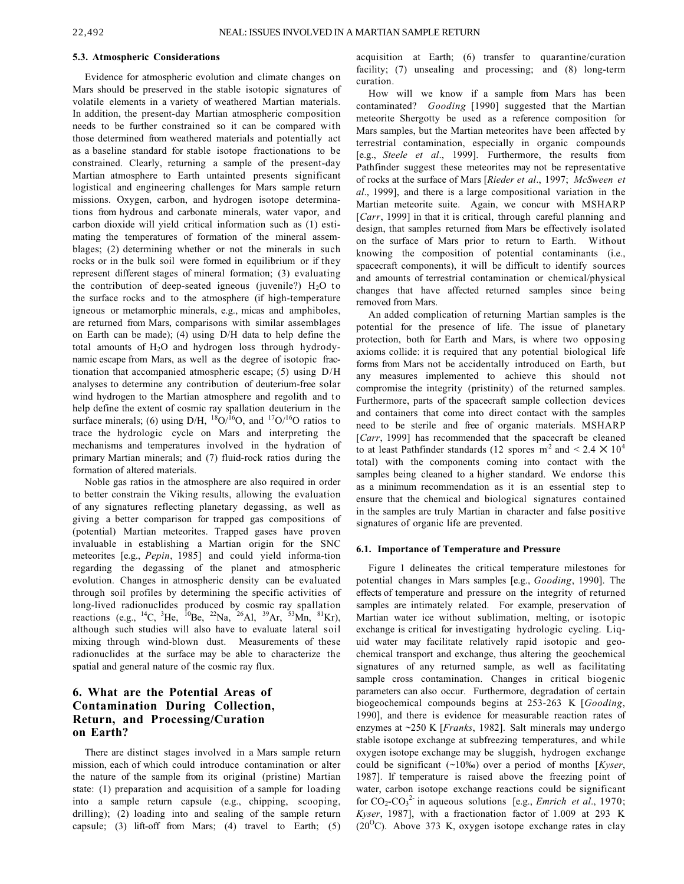### 5.3. Atmospheric Considerations

Evidence for atmospheric evolution and climate changes on Mars should be preserved in the stable isotopic signatures of volatile elements in a variety of weathered Martian materials. In addition, the present-day Martian atmospheric composition needs to be further constrained so it can be compared with those determined from weathered materials and potentially act as a baseline standard for stable isotope fractionations to be constrained. Clearly, returning a sample of the present-day Martian atmosphere to Earth untainted presents significant logistical and engineering challenges for Mars sample return missions. Oxygen, carbon, and hydrogen isotope determinations from hydrous and carbonate minerals, water vapor, and carbon dioxide will yield critical information such as (1) estimating the temperatures of formation of the mineral assemblages; (2) determining whether or not the minerals in such rocks or in the bulk soil were formed in equilibrium or if they represent different stages of mineral formation; (3) evaluating the contribution of deep-seated igneous (juvenile?) $H_2O$ to the surface rocks and to the atmosphere (if high-temperature igneous or metamorphic minerals, e.g., micas and amphiboles, are returned from Mars, comparisons with similar assemblages on Earth can be made); (4) using D/H data to help define the total amounts of $H_2O$ and hydrogen loss through hydrodynamic escape from Mars, as well as the degree of isotopic fractionation that accompanied atmospheric escape; (5) using D/H analyses to determine any contribution of deuterium-free solar wind hydrogen to the Martian atmosphere and regolith and to help define the extent of cosmic ray spallation deuterium in the surface minerals; (6) using D/H, $^{18}O/^{16}O$, and $^{17}O/^{16}O$ ratios to trace the hydrologic cycle on Mars and interpreting the mechanisms and temperatures involved in the hydration of primary Martian minerals; and (7) fluid-rock ratios during the formation of altered materials.

Noble gas ratios in the atmosphere are also required in order to better constrain the Viking results, allowing the evaluation of any signatures reflecting planetary degassing, as well as giving a better comparison for trapped gas compositions of (potential) Martian meteorites. Trapped gases have proven invaluable in establishing a Martian origin for the SNC meteorites [e.g., *Pepin*, 1985] and could yield information regarding the degassing of the planet and atmospheric evolution. Changes in atmospheric density can be evaluated through soil profiles by determining the specific activities of long-lived radionuclides produced by cosmic ray spallation reactions (e.g., $^{14}C$, $^{3}He$, $^{10}Be$, $^{22}Na$, $^{26}Al$, $^{39}Ar$, $^{53}Mn$, $^{81}Kr$), although such studies will also have to evaluate lateral soil mixing through wind-blown dust. Measurements of these radionuclides at the surface may be able to characterize the spatial and general nature of the cosmic ray flux.

## 6. What are the Potential Areas of Contamination During Collection, Return, and Processing/Curation on Earth?

There are distinct stages involved in a Mars sample return mission, each of which could introduce contamination or alter the nature of the sample from its original (pristine) Martian state: (1) preparation and acquisition of a sample for loading into a sample return capsule (e.g., chipping, scooping, drilling); (2) loading into and sealing of the sample return capsule; (3) lift-off from Mars; (4) travel to Earth; (5) acquisition at Earth; (6) transfer to quarantine/curation facility; (7) unsealing and processing; and (8) long-term curation.

How will we know if a sample from Mars has been contaminated? *Gooding* [1990] suggested that the Martian meteorite Shergotty be used as a reference composition for Mars samples, but the Martian meteorites have been affected by terrestrial contamination, especially in organic compounds [e.g., *Steele et al*., 1999]. Furthermore, the results from Pathfinder suggest these meteorites may not be representative of rocks at the surface of Mars [*Rieder et al*., 1997; *McSween et al*., 1999], and there is a large compositional variation in the Martian meteorite suite. Again, we concur with MSHARP [*Carr*, 1999] in that it is critical, through careful planning and design, that samples returned from Mars be effectively isolated on the surface of Mars prior to return to Earth. Without knowing the composition of potential contaminants (i.e., spacecraft components), it will be difficult to identify sources and amounts of terrestrial contamination or chemical/physical changes that have affected returned samples since being removed from Mars.

An added complication of returning Martian samples is the potential for the presence of life. The issue of planetary protection, both for Earth and Mars, is where two opposing axioms collide: it is required that any potential biological life forms from Mars not be accidentally introduced on Earth, but any measures implemented to achieve this should not compromise the integrity (pristinity) of the returned samples. Furthermore, parts of the spacecraft sample collection devices and containers that come into direct contact with the samples need to be sterile and free of organic materials. MSHARP [*Carr*, 1999] has recommended that the spacecraft be cleaned to at least Pathfinder standards (12 spores $m^{-2}$ and $< 2.4 \times 10^4$ total) with the components coming into contact with the samples being cleaned to a higher standard. We endorse this as a minimum recommendation as it is an essential step to ensure that the chemical and biological signatures contained in the samples are truly Martian in character and false positive signatures of organic life are prevented.

### 6.1. Importance of Temperature and Pressure

Figure 1 delineates the critical temperature milestones for potential changes in Mars samples [e.g., *Gooding*, 1990]. The effects of temperature and pressure on the integrity of returned samples are intimately related. For example, preservation of Martian water ice without sublimation, melting, or isotopic exchange is critical for investigating hydrologic cycling. Liquid water may facilitate relatively rapid isotopic and geochemical transport and exchange, thus altering the geochemical signatures of any returned sample, as well as facilitating sample cross contamination. Changes in critical biogenic parameters can also occur. Furthermore, degradation of certain biogeochemical compounds begins at 253-263 K [*Gooding*, 1990], and there is evidence for measurable reaction rates of enzymes at ~250 K [*Franks*, 1982]. Salt minerals may undergo stable isotope exchange at subfreezing temperatures, and while oxygen isotope exchange may be sluggish, hydrogen exchange could be significant (~10‰) over a period of months [*Kyser*, 1987]. If temperature is raised above the freezing point of water, carbon isotope exchange reactions could be significant for $CO_2$-$CO_3^{2-}$ in aqueous solutions [e.g., *Emrich et al*., 1970; *Kyser*, 1987], with a fractionation factor of 1.009 at 293 K (20$^{O}$C). Above 373 K, oxygen isotope exchange rates in clay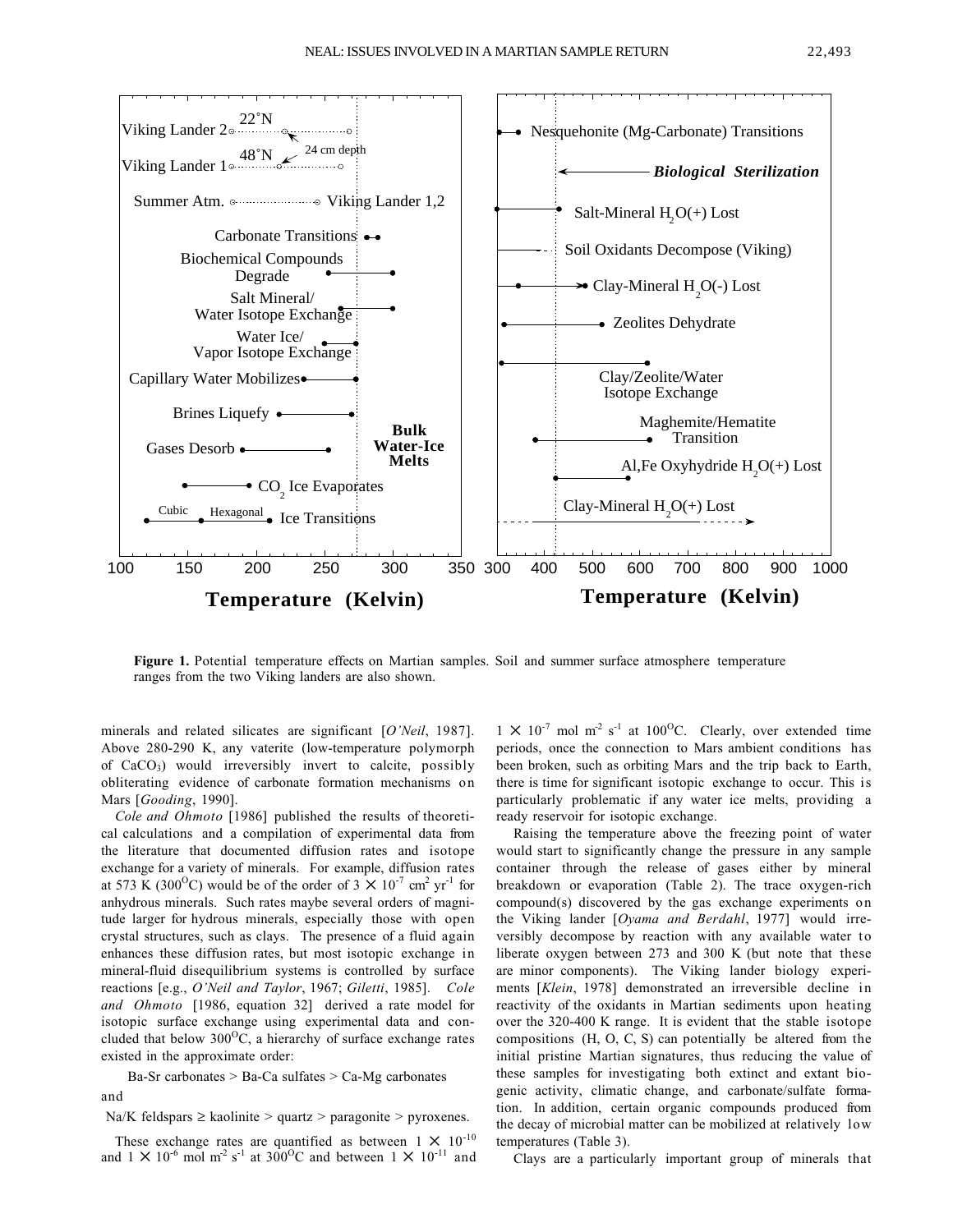**Figure 1.** Potential temperature effects on Martian samples. Soil and summer surface atmosphere temperature ranges from the two Viking landers are also shown.

minerals and related silicates are significant [*O'Neil*, 1987]. Above 280-290 K, any vaterite (low-temperature polymorph of $CaCO_3$) would irreversibly invert to calcite, possibly obliterating evidence of carbonate formation mechanisms on Mars [*Gooding*, 1990].

*Cole and Ohmoto* [1986] published the results of theoretical calculations and a compilation of experimental data from the literature that documented diffusion rates and isotope exchange for a variety of minerals. For example, diffusion rates at 573 K (300$^{O}$C) would be of the order of $3 \times 10^{-7}$ cm$^2$ yr$^{-1}$ for anhydrous minerals. Such rates maybe several orders of magnitude larger for hydrous minerals, especially those with open crystal structures, such as clays. The presence of a fluid again enhances these diffusion rates, but most isotopic exchange in mineral-fluid disequilibrium systems is controlled by surface reactions [e.g., *O'Neil and Taylor*, 1967; *Giletti*, 1985]. *Cole and Ohmoto* [1986, equation 32] derived a rate model for isotopic surface exchange using experimental data and concluded that below 300$^{O}$C, a hierarchy of surface exchange rates existed in the approximate order:

Ba-Sr carbonates > Ba-Ca sulfates > Ca-Mg carbonates

and

Na/K feldspars ≥ kaolinite > quartz > paragonite > pyroxenes.

These exchange rates are quantified as between $1 \times 10^{-10}$ and $1 \times 10^{-6}$ mol m$^{-2}$ s$^{-1}$ at 300$^{O}$C and between $1 \times 10^{-11}$ and $1 \times 10^{-7}$ mol m$^{-2}$ s$^{-1}$ at 100$^{O}$C. Clearly, over extended time periods, once the connection to Mars ambient conditions has been broken, such as orbiting Mars and the trip back to Earth, there is time for significant isotopic exchange to occur. This is particularly problematic if any water ice melts, providing a ready reservoir for isotopic exchange.

Raising the temperature above the freezing point of water would start to significantly change the pressure in any sample container through the release of gases either by mineral breakdown or evaporation (Table 2). The trace oxygen-rich compound(s) discovered by the gas exchange experiments on the Viking lander [*Oyama and Berdahl*, 1977] would irreversibly decompose by reaction with any available water to liberate oxygen between 273 and 300 K (but note that these are minor components). The Viking lander biology experiments [*Klein*, 1978] demonstrated an irreversible decline in reactivity of the oxidants in Martian sediments upon heating over the 320-400 K range. It is evident that the stable isotope compositions (H, O, C, S) can potentially be altered from the initial pristine Martian signatures, thus reducing the value of these samples for investigating both extinct and extant biogenic activity, climatic change, and carbonate/sulfate formation. In addition, certain organic compounds produced from the decay of microbial matter can be mobilized at relatively low temperatures (Table 3).

Clays are a particularly important group of minerals that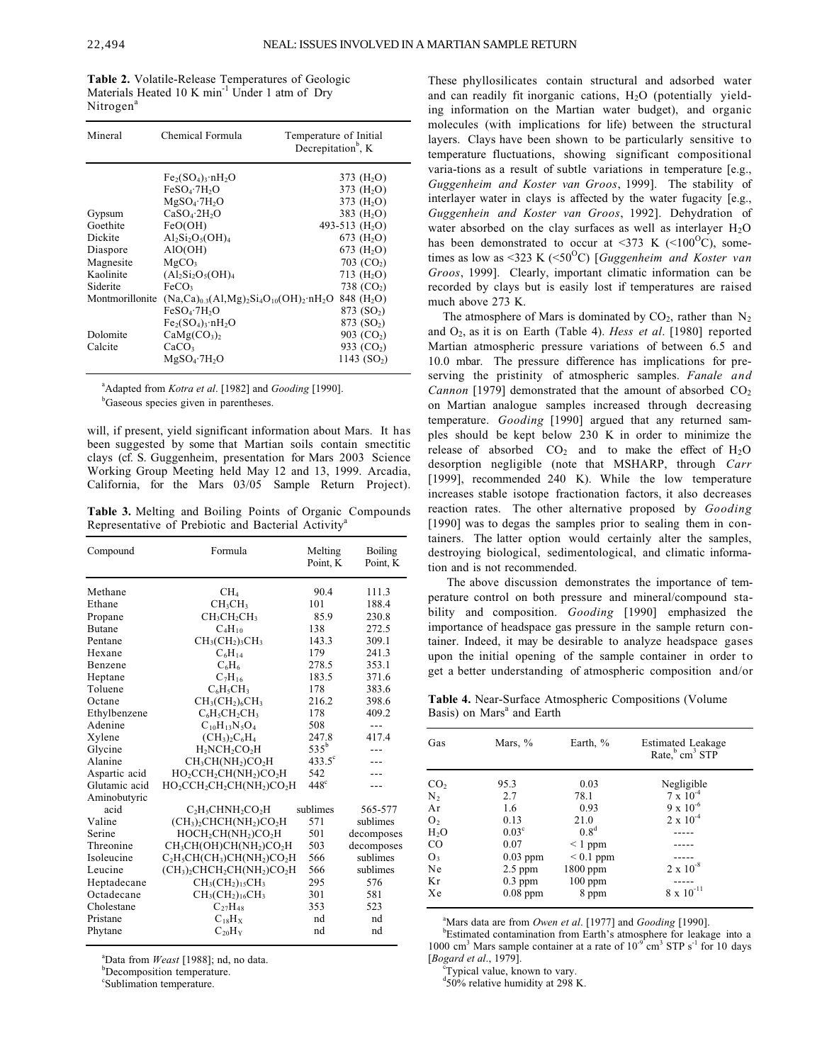**Table 2.** Volatile-Release Temperatures of Geologic Materials Heated 10 K min$^{-1}$ Under 1 atm of Dry Nitrogen[a]

| Mineral | Chemical Formula | Temperature of Initial Decrepitation[b], K |
|---|---|---|
| | $Fe_2(SO_4)_3 \cdot nH_2O$ | 373 ($H_2O$) |
| | $FeSO_4 \cdot 7H_2O$ | 373 ($H_2O$) |
| | $MgSO_4 \cdot 7H_2O$ | 373 ($H_2O$) |
| Gypsum | $CaSO_4 \cdot 2H_2O$ | 383 ($H_2O$) |
| Goethite | FeO(OH) | 493-513 ($H_2O$) |
| Dickite | $Al_2Si_2O_5(OH)_4$ | 673 ($H_2O$) |
| Diaspore | AlO(OH) | 673 ($H_2O$) |
| Magnesite | $MgCO_3$ | 703 ($CO_2$) |
| Kaolinite | $(Al_2Si_2O_5(OH)_4$ | 713 ($H_2O$) |
| Siderite | $FeCO_3$ | 738 ($CO_2$) |
| Montmorillonite | $(Na,Ca)_{0.3}(Al,Mg)_2Si_4O_{10}(OH)_2 \cdot nH_2O$ | 848 ($H_2O$) |
| | $FeSO_4 \cdot 7H_2O$ | 873 ($SO_2$) |
| | $Fe_2(SO_4)_3 \cdot nH_2O$ | 873 ($SO_2$) |
| Dolomite | $CaMg(CO_3)_2$ | 903 ($CO_2$) |
| Calcite | $CaCO_3$ | 933 ($CO_2$) |
| | $MgSO_4 \cdot 7H_2O$ | 1143 ($SO_2$) |

[a]Adapted from *Kotra et al*. [1982] and *Gooding* [1990].
[b]Gaseous species given in parentheses.

will, if present, yield significant information about Mars. It has been suggested by some that Martian soils contain smectitic clays (cf. S. Guggenheim, presentation for Mars 2003 Science Working Group Meeting held May 12 and 13, 1999. Arcadia, California, for the Mars 03/05 Sample Return Project).

**Table 3.** Melting and Boiling Points of Organic Compounds Representative of Prebiotic and Bacterial Activity[a]

| Compound | Formula | Melting Point, K | Boiling Point, K |
|---|---|---|---|
| Methane | $CH_4$ | 90.4 | 111.3 |
| Ethane | $CH_3CH_3$ | 101 | 188.4 |
| Propane | $CH_3CH_2CH_3$ | 85.9 | 230.8 |
| Butane | $C_4H_{10}$ | 138 | 272.5 |
| Pentane | $CH_3(CH_2)_3CH_3$ | 143.3 | 309.1 |
| Hexane | $C_6H_{14}$ | 179 | 241.3 |
| Benzene | $C_6H_6$ | 278.5 | 353.1 |
| Heptane | $C_7H_{16}$ | 183.5 | 371.6 |
| Toluene | $C_6H_5CH_3$ | 178 | 383.6 |
| Octane | $CH_3(CH_2)_6CH_3$ | 216.2 | 398.6 |
| Ethylbenzene | $C_6H_5CH_2CH_3$ | 178 | 409.2 |
| Adenine | $C_{10}H_{13}N_5O_4$ | 508 | --- |
| Xylene | $(CH_3)_2C_6H_4$ | 247.8 | 417.4 |
| Glycine | $H_2NCH_2CO_2H$ | 535[b] | --- |
| Alanine | $CH_3CH(NH_2)CO_2H$ | 433.5[c] | --- |
| Aspartic acid | $HO_2CCH_2CH(NH_2)CO_2H$ | 542 | --- |
| Glutamic acid | $HO_2CCH_2CH_2CH(NH_2)CO_2H$ | 448[c] | --- |
| Aminobutyric acid | $C_2H_5CHNH_2CO_2H$ | sublimes | 565-577 |
| Valine | $(CH_3)_2CHCH(NH_2)CO_2H$ | 571 | sublimes |
| Serine | $HOCH_2CH(NH_2)CO_2H$ | 501 | decomposes |
| Threonine | $CH_3CH(OH)CH(NH_2)CO_2H$ | 503 | decomposes |
| Isoleucine | $C_2H_5CH(CH_3)CH(NH_2)CO_2H$ | 566 | sublimes |
| Leucine | $(CH_3)_2CHCH_2CH(NH_2)CO_2H$ | 566 | sublimes |
| Heptadecane | $CH_3(CH_2)_{15}CH_3$ | 295 | 576 |
| Octadecane | $CH_3(CH_2)_{16}CH_3$ | 301 | 581 |
| Cholestane | $C_{27}H_{48}$ | 353 | 523 |
| Pristane | $C_{18}H_X$ | nd | nd |
| Phytane | $C_{20}H_Y$ | nd | nd |

[a]Data from *Weast* [1988]; nd, no data.
[b]Decomposition temperature.
[c]Sublimation temperature.

These phyllosilicates contain structural and adsorbed water and can readily fit inorganic cations, $H_2O$ (potentially yielding information on the Martian water budget), and organic molecules (with implications for life) between the structural layers. Clays have been shown to be particularly sensitive to temperature fluctuations, showing significant compositional varia-tions as a result of subtle variations in temperature [e.g., *Guggenheim and Koster van Groos*, 1999]. The stability of interlayer water in clays is affected by the water fugacity [e.g., *Guggenhein and Koster van Groos*, 1992]. Dehydration of water absorbed on the clay surfaces as well as interlayer $H_2O$ has been demonstrated to occur at <373 K (<100°C), sometimes as low as <323 K (<50°C) [*Guggenheim and Koster van Groos*, 1999]. Clearly, important climatic information can be recorded by clays but is easily lost if temperatures are raised much above 273 K.

The atmosphere of Mars is dominated by $CO_2$, rather than $N_2$ and $O_2$, as it is on Earth (Table 4). *Hess et al*. [1980] reported Martian atmospheric pressure variations of between 6.5 and 10.0 mbar. The pressure difference has implications for preserving the pristinity of atmospheric samples. *Fanale and Cannon* [1979] demonstrated that the amount of absorbed $CO_2$ on Martian analogue samples increased through decreasing temperature. *Gooding* [1990] argued that any returned samples should be kept below 230 K in order to minimize the release of absorbed $CO_2$ and to make the effect of $H_2O$ desorption negligible (note that MSHARP, through *Carr* [1999], recommended 240 K). While the low temperature increases stable isotope fractionation factors, it also decreases reaction rates. The other alternative proposed by *Gooding* [1990] was to degas the samples prior to sealing them in containers. The latter option would certainly alter the samples, destroying biological, sedimentological, and climatic information and is not recommended.

The above discussion demonstrates the importance of temperature control on both pressure and mineral/compound stability and composition. *Gooding* [1990] emphasized the importance of headspace gas pressure in the sample return container. Indeed, it may be desirable to analyze headspace gases upon the initial opening of the sample container in order to get a better understanding of atmospheric composition and/or

**Table 4.** Near-Surface Atmospheric Compositions (Volume Basis) on Mars[a] and Earth

| Gas | Mars, % | Earth, % | Estimated Leakage Rate,[b] cm$^3$ STP |
|---|---|---|---|
| $CO_2$ | 95.3 | 0.03 | Negligible |
| $N_2$ | 2.7 | 78.1 | $7 \times 10^{-4}$ |
| Ar | 1.6 | 0.93 | $9 \times 10^{-6}$ |
| $O_2$ | 0.13 | 21.0 | $2 \times 10^{-4}$ |
| $H_2O$ | 0.03[c] | 0.8[d] | ----- |
| CO | 0.07 | < 1 ppm | ----- |
| $O_3$ | 0.03 ppm | < 0.1 ppm | ----- |
| Ne | 2.5 ppm | 1800 ppm | $2 \times 10^{-8}$ |
| Kr | 0.3 ppm | 100 ppm | ----- |
| Xe | 0.08 ppm | 8 ppm | $8 \times 10^{-11}$ |

[a]Mars data are from *Owen et al*. [1977] and *Gooding* [1990].
[b]Estimated contamination from Earth's atmosphere for leakage into a 1000 cm$^3$ Mars sample container at a rate of $10^{-9}$ cm$^3$ STP s$^{-1}$ for 10 days [*Bogard et al*., 1979].
[c]Typical value, known to vary.
[d]50% relative humidity at 298 K.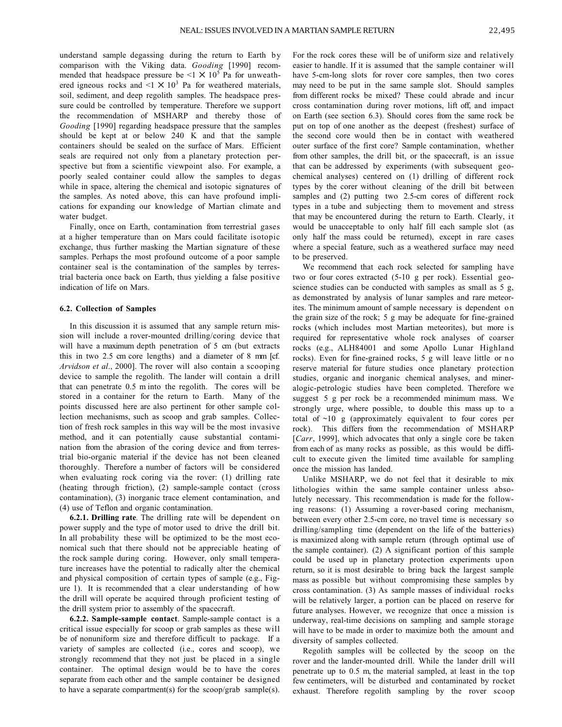understand sample degassing during the return to Earth by comparison with the Viking data. *Gooding* [1990] recommended that headspace pressure be $<1 \times 10^5$ Pa for unweathered igneous rocks and $<1 \times 10^3$ Pa for weathered materials, soil, sediment, and deep regolith samples. The headspace pressure could be controlled by temperature. Therefore we support the recommendation of MSHARP and thereby those of *Gooding* [1990] regarding headspace pressure that the samples should be kept at or below 240 K and that the sample containers should be sealed on the surface of Mars. Efficient seals are required not only from a planetary protection perspective but from a scientific viewpoint also. For example, a poorly sealed container could allow the samples to degas while in space, altering the chemical and isotopic signatures of the samples. As noted above, this can have profound implications for expanding our knowledge of Martian climate and water budget.

Finally, once on Earth, contamination from terrestrial gases at a higher temperature than on Mars could facilitate isotopic exchange, thus further masking the Martian signature of these samples. Perhaps the most profound outcome of a poor sample container seal is the contamination of the samples by terrestrial bacteria once back on Earth, thus yielding a false positive indication of life on Mars.

### 6.2. Collection of Samples

In this discussion it is assumed that any sample return mission will include a rover-mounted drilling/coring device that will have a maximum depth penetration of 5 cm (but extracts this in two 2.5 cm core lengths) and a diameter of 8 mm [cf. *Arvidson et al*., 2000]. The rover will also contain a scooping device to sample the regolith. The lander will contain a drill that can penetrate 0.5 m into the regolith. The cores will be stored in a container for the return to Earth. Many of the points discussed here are also pertinent for other sample collection mechanisms, such as scoop and grab samples. Collection of fresh rock samples in this way will be the most invasive method, and it can potentially cause substantial contamination from the abrasion of the coring device and from terrestrial bio-organic material if the device has not been cleaned thoroughly. Therefore a number of factors will be considered when evaluating rock coring via the rover: (1) drilling rate (heating through friction), (2) sample-sample contact (cross contamination), (3) inorganic trace element contamination, and (4) use of Teflon and organic contamination.

**6.2.1. Drilling rate**. The drilling rate will be dependent on power supply and the type of motor used to drive the drill bit. In all probability these will be optimized to be the most economical such that there should not be appreciable heating of the rock sample during coring. However, only small temperature increases have the potential to radically alter the chemical and physical composition of certain types of sample (e.g., Figure 1). It is recommended that a clear understanding of how the drill will operate be acquired through proficient testing of the drill system prior to assembly of the spacecraft.

**6.2.2. Sample-sample contact**. Sample-sample contact is a critical issue especially for scoop or grab samples as these will be of nonuniform size and therefore difficult to package. If a variety of samples are collected (i.e., cores and scoop), we strongly recommend that they not just be placed in a single container. The optimal design would be to have the cores separate from each other and the sample container be designed to have a separate compartment(s) for the scoop/grab sample(s). For the rock cores these will be of uniform size and relatively easier to handle. If it is assumed that the sample container will have 5-cm-long slots for rover core samples, then two cores may need to be put in the same sample slot. Should samples from different rocks be mixed? These could abrade and incur cross contamination during rover motions, lift off, and impact on Earth (see section 6.3). Should cores from the same rock be put on top of one another as the deepest (freshest) surface of the second core would then be in contact with weathered outer surface of the first core? Sample contamination, whether from other samples, the drill bit, or the spacecraft, is an issue that can be addressed by experiments (with subsequent geochemical analyses) centered on (1) drilling of different rock types by the corer without cleaning of the drill bit between samples and (2) putting two 2.5-cm cores of different rock types in a tube and subjecting them to movement and stress that may be encountered during the return to Earth. Clearly, it would be unacceptable to only half fill each sample slot (as only half the mass could be returned), except in rare cases where a special feature, such as a weathered surface may need to be preserved.

We recommend that each rock selected for sampling have two or four cores extracted (5-10 g per rock). Essential geoscience studies can be conducted with samples as small as 5 g, as demonstrated by analysis of lunar samples and rare meteorites. The minimum amount of sample necessary is dependent on the grain size of the rock; 5 g may be adequate for fine-grained rocks (which includes most Martian meteorites), but more is required for representative whole rock analyses of coarser rocks (e.g., ALH84001 and some Apollo Lunar Highland rocks). Even for fine-grained rocks, 5 g will leave little or no reserve material for future studies once planetary protection studies, organic and inorganic chemical analyses, and mineralogic-petrologic studies have been completed. Therefore we suggest 5 g per rock be a recommended minimum mass. We strongly urge, where possible, to double this mass up to a total of ~10 g (approximately equivalent to four cores per rock). This differs from the recommendation of MSHARP [*Carr*, 1999], which advocates that only a single core be taken from each of as many rocks as possible, as this would be difficult to execute given the limited time available for sampling once the mission has landed.

Unlike MSHARP, we do not feel that it desirable to mix lithologies within the same sample container unless absolutely necessary. This recommendation is made for the following reasons: (1) Assuming a rover-based coring mechanism, between every other 2.5-cm core, no travel time is necessary so drilling/sampling time (dependent on the life of the batteries) is maximized along with sample return (through optimal use of the sample container). (2) A significant portion of this sample could be used up in planetary protection experiments upon return, so it is most desirable to bring back the largest sample mass as possible but without compromising these samples by cross contamination. (3) As sample masses of individual rocks will be relatively larger, a portion can be placed on reserve for future analyses. However, we recognize that once a mission is underway, real-time decisions on sampling and sample storage will have to be made in order to maximize both the amount and diversity of samples collected.

Regolith samples will be collected by the scoop on the rover and the lander-mounted drill. While the lander drill will penetrate up to 0.5 m, the material sampled, at least in the top few centimeters, will be disturbed and contaminated by rocket exhaust. Therefore regolith sampling by the rover scoop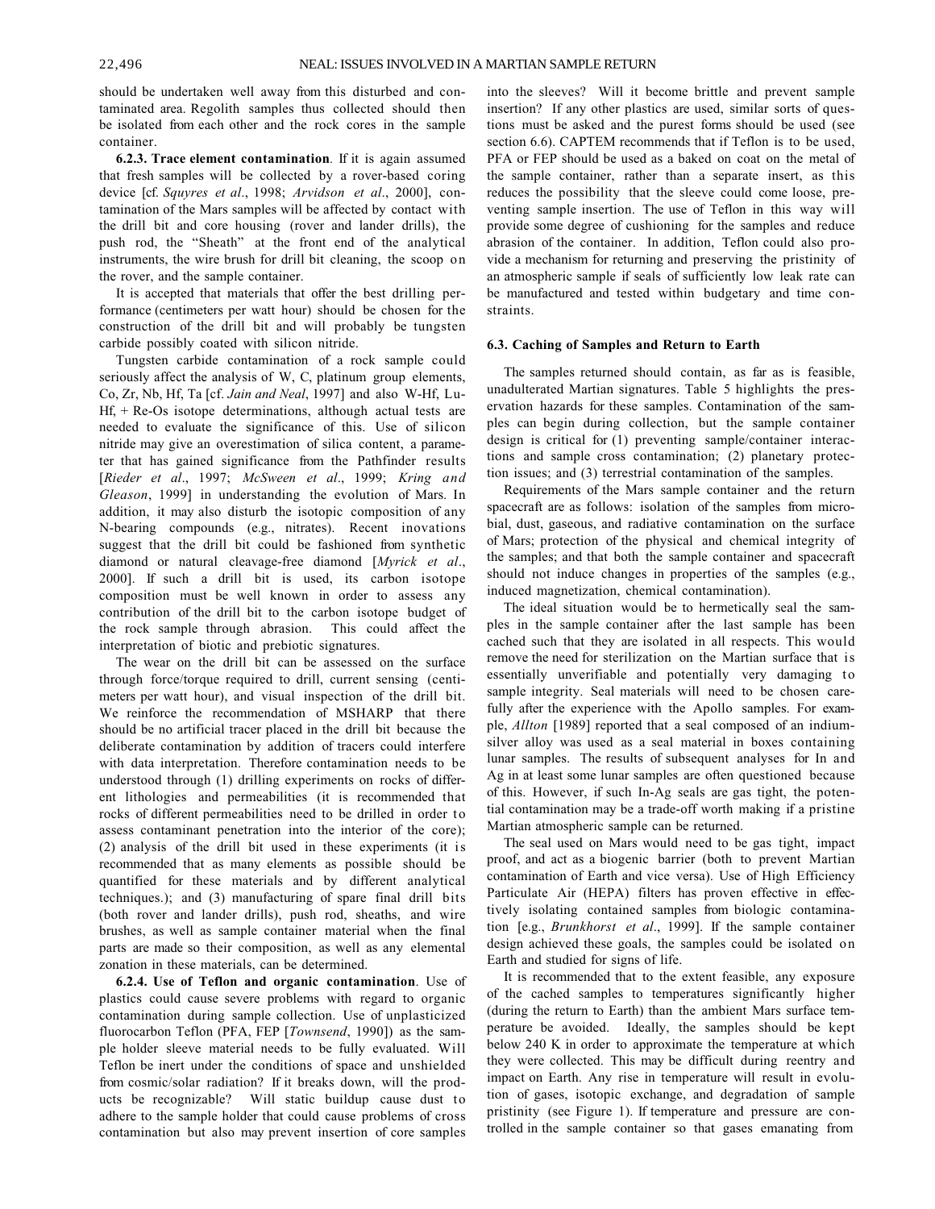should be undertaken well away from this disturbed and contaminated area. Regolith samples thus collected should then be isolated from each other and the rock cores in the sample container.

**6.2.3. Trace element contamination**. If it is again assumed that fresh samples will be collected by a rover-based coring device [cf. *Squyres et al*., 1998; *Arvidson et al*., 2000], contamination of the Mars samples will be affected by contact with the drill bit and core housing (rover and lander drills), the push rod, the "Sheath" at the front end of the analytical instruments, the wire brush for drill bit cleaning, the scoop on the rover, and the sample container.

It is accepted that materials that offer the best drilling performance (centimeters per watt hour) should be chosen for the construction of the drill bit and will probably be tungsten carbide possibly coated with silicon nitride.

Tungsten carbide contamination of a rock sample could seriously affect the analysis of W, C, platinum group elements, Co, Zr, Nb, Hf, Ta [cf. *Jain and Neal*, 1997] and also W-Hf, Lu-Hf, + Re-Os isotope determinations, although actual tests are needed to evaluate the significance of this. Use of silicon nitride may give an overestimation of silica content, a parameter that has gained significance from the Pathfinder results [*Rieder et al*., 1997; *McSween et al*., 1999; *Kring and Gleason*, 1999] in understanding the evolution of Mars. In addition, it may also disturb the isotopic composition of any N-bearing compounds (e.g., nitrates). Recent inovations suggest that the drill bit could be fashioned from synthetic diamond or natural cleavage-free diamond [*Myrick et al*., 2000]. If such a drill bit is used, its carbon isotope composition must be well known in order to assess any contribution of the drill bit to the carbon isotope budget of the rock sample through abrasion. This could affect the interpretation of biotic and prebiotic signatures.

The wear on the drill bit can be assessed on the surface through force/torque required to drill, current sensing (centimeters per watt hour), and visual inspection of the drill bit. We reinforce the recommendation of MSHARP that there should be no artificial tracer placed in the drill bit because the deliberate contamination by addition of tracers could interfere with data interpretation. Therefore contamination needs to be understood through (1) drilling experiments on rocks of different lithologies and permeabilities (it is recommended that rocks of different permeabilities need to be drilled in order to assess contaminant penetration into the interior of the core); (2) analysis of the drill bit used in these experiments (it is recommended that as many elements as possible should be quantified for these materials and by different analytical techniques.); and (3) manufacturing of spare final drill bits (both rover and lander drills), push rod, sheaths, and wire brushes, as well as sample container material when the final parts are made so their composition, as well as any elemental zonation in these materials, can be determined.

**6.2.4. Use of Teflon and organic contamination**. Use of plastics could cause severe problems with regard to organic contamination during sample collection. Use of unplasticized fluorocarbon Teflon (PFA, FEP [*Townsend*, 1990]) as the sample holder sleeve material needs to be fully evaluated. Will Teflon be inert under the conditions of space and unshielded from cosmic/solar radiation? If it breaks down, will the products be recognizable? Will static buildup cause dust to adhere to the sample holder that could cause problems of cross contamination but also may prevent insertion of core samples into the sleeves? Will it become brittle and prevent sample insertion? If any other plastics are used, similar sorts of questions must be asked and the purest forms should be used (see section 6.6). CAPTEM recommends that if Teflon is to be used, PFA or FEP should be used as a baked on coat on the metal of the sample container, rather than a separate insert, as this reduces the possibility that the sleeve could come loose, preventing sample insertion. The use of Teflon in this way will provide some degree of cushioning for the samples and reduce abrasion of the container. In addition, Teflon could also provide a mechanism for returning and preserving the pristinity of an atmospheric sample if seals of sufficiently low leak rate can be manufactured and tested within budgetary and time constraints.

### 6.3. Caching of Samples and Return to Earth

The samples returned should contain, as far as is feasible, unadulterated Martian signatures. Table 5 highlights the preservation hazards for these samples. Contamination of the samples can begin during collection, but the sample container design is critical for (1) preventing sample/container interactions and sample cross contamination; (2) planetary protection issues; and (3) terrestrial contamination of the samples.

Requirements of the Mars sample container and the return spacecraft are as follows: isolation of the samples from microbial, dust, gaseous, and radiative contamination on the surface of Mars; protection of the physical and chemical integrity of the samples; and that both the sample container and spacecraft should not induce changes in properties of the samples (e.g., induced magnetization, chemical contamination).

The ideal situation would be to hermetically seal the samples in the sample container after the last sample has been cached such that they are isolated in all respects. This would remove the need for sterilization on the Martian surface that is essentially unverifiable and potentially very damaging to sample integrity. Seal materials will need to be chosen carefully after the experience with the Apollo samples. For example, *Allton* [1989] reported that a seal composed of an indium-silver alloy was used as a seal material in boxes containing lunar samples. The results of subsequent analyses for In and Ag in at least some lunar samples are often questioned because of this. However, if such In-Ag seals are gas tight, the potential contamination may be a trade-off worth making if a pristine Martian atmospheric sample can be returned.

The seal used on Mars would need to be gas tight, impact proof, and act as a biogenic barrier (both to prevent Martian contamination of Earth and vice versa). Use of High Efficiency Particulate Air (HEPA) filters has proven effective in effectively isolating contained samples from biologic contamination [e.g., *Brunkhorst et al*., 1999]. If the sample container design achieved these goals, the samples could be isolated on Earth and studied for signs of life.

It is recommended that to the extent feasible, any exposure of the cached samples to temperatures significantly higher (during the return to Earth) than the ambient Mars surface temperature be avoided. Ideally, the samples should be kept below 240 K in order to approximate the temperature at which they were collected. This may be difficult during reentry and impact on Earth. Any rise in temperature will result in evolution of gases, isotopic exchange, and degradation of sample pristinity (see Figure 1). If temperature and pressure are controlled in the sample container so that gases emanating from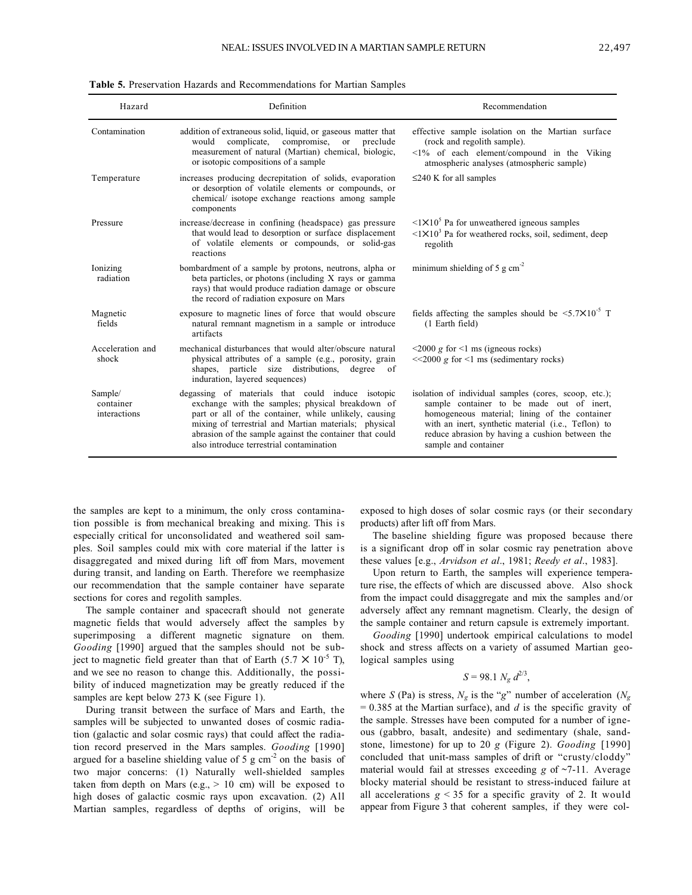**Table 5.** Preservation Hazards and Recommendations for Martian Samples

| Hazard | Definition | Recommendation |
|---|---|---|
| Contamination | addition of extraneous solid, liquid, or gaseous matter that would complicate, compromise, or preclude measurement of natural (Martian) chemical, biologic, or isotopic compositions of a sample | effective sample isolation on the Martian surface (rock and regolith sample). <1% of each element/compound in the Viking atmospheric analyses (atmospheric sample) |
| Temperature | increases producing decrepitation of solids, evaporation or desorption of volatile elements or compounds, or chemical/ isotope exchange reactions among sample components | ≤240 K for all samples |
| Pressure | increase/decrease in confining (headspace) gas pressure that would lead to desorption or surface displacement of volatile elements or compounds, or solid-gas reactions | $<1\times10^5$ Pa for unweathered igneous samples $<1\times10^3$ Pa for weathered rocks, soil, sediment, deep regolith |
| Ionizing radiation | bombardment of a sample by protons, neutrons, alpha or beta particles, or photons (including X rays or gamma rays) that would produce radiation damage or obscure the record of radiation exposure on Mars | minimum shielding of 5 g $cm^{-2}$ |
| Magnetic fields | exposure to magnetic lines of force that would obscure natural remnant magnetism in a sample or introduce artifacts | fields affecting the samples should be $<5.7\times10^{-5}$ T (1 Earth field) |
| Acceleration and shock | mechanical disturbances that would alter/obscure natural physical attributes of a sample (e.g., porosity, grain shapes, particle size distributions, degree of induration, layered sequences) | <2000 *g* for <1 ms (igneous rocks) <<2000 *g* for <1 ms (sedimentary rocks) |
| Sample/ container interactions | degassing of materials that could induce isotopic exchange with the samples; physical breakdown of part or all of the container, while unlikely, causing mixing of terrestrial and Martian materials; physical abrasion of the sample against the container that could also introduce terrestrial contamination | isolation of individual samples (cores, scoop, etc.); sample container to be made out of inert, homogeneous material; lining of the container with an inert, synthetic material (i.e., Teflon) to reduce abrasion by having a cushion between the sample and container |

the samples are kept to a minimum, the only cross contamination possible is from mechanical breaking and mixing. This is especially critical for unconsolidated and weathered soil samples. Soil samples could mix with core material if the latter is disaggregated and mixed during lift off from Mars, movement during transit, and landing on Earth. Therefore we reemphasize our recommendation that the sample container have separate sections for cores and regolith samples.

The sample container and spacecraft should not generate magnetic fields that would adversely affect the samples by superimposing a different magnetic signature on them. *Gooding* [1990] argued that the samples should not be subject to magnetic field greater than that of Earth ($5.7\times10^{-5}$ T), and we see no reason to change this. Additionally, the possibility of induced magnetization may be greatly reduced if the samples are kept below 273 K (see Figure 1).

During transit between the surface of Mars and Earth, the samples will be subjected to unwanted doses of cosmic radiation (galactic and solar cosmic rays) that could affect the radiation record preserved in the Mars samples. *Gooding* [1990] argued for a baseline shielding value of 5 g $cm^{-2}$ on the basis of two major concerns: (1) Naturally well-shielded samples taken from depth on Mars (e.g., > 10 cm) will be exposed to high doses of galactic cosmic rays upon excavation. (2) All Martian samples, regardless of depths of origins, will be exposed to high doses of solar cosmic rays (or their secondary products) after lift off from Mars.

The baseline shielding figure was proposed because there is a significant drop off in solar cosmic ray penetration above these values [e.g., *Arvidson et al*., 1981; *Reedy et al*., 1983].

Upon return to Earth, the samples will experience temperature rise, the effects of which are discussed above. Also shock from the impact could disaggregate and mix the samples and/or adversely affect any remnant magnetism. Clearly, the design of the sample container and return capsule is extremely important.

*Gooding* [1990] undertook empirical calculations to model shock and stress affects on a variety of assumed Martian geological samples using

$$S = 98.1\, N_g\, d^{2/3},$$

where $S$ (Pa) is stress, $N_g$ is the "*g*" number of acceleration ($N_g = 0.385$ at the Martian surface), and $d$ is the specific gravity of the sample. Stresses have been computed for a number of igneous (gabbro, basalt, andesite) and sedimentary (shale, sandstone, limestone) for up to 20 *g* (Figure 2). *Gooding* [1990] concluded that unit-mass samples of drift or "crusty/cloddy" material would fail at stresses exceeding *g* of ~7-11. Average blocky material should be resistant to stress-induced failure at all accelerations $g < 35$ for a specific gravity of 2. It would appear from Figure 3 that coherent samples, if they were col-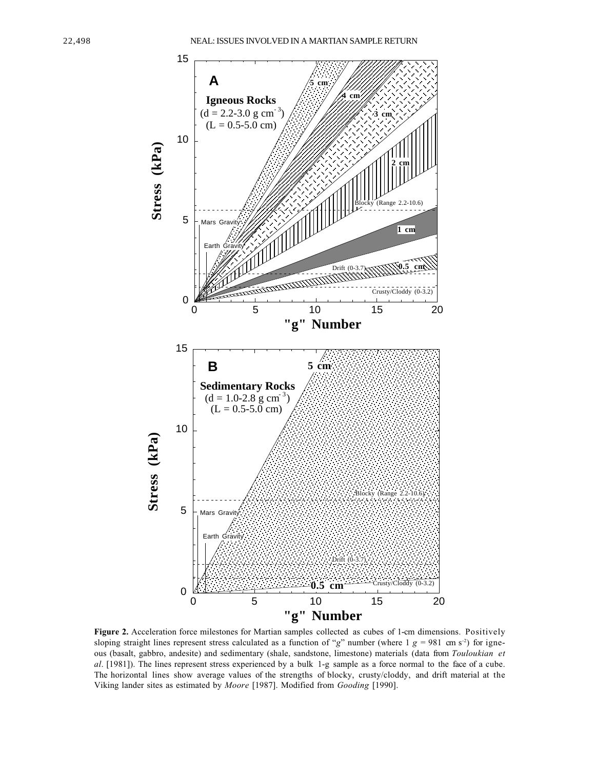**Figure 2.** Acceleration force milestones for Martian samples collected as cubes of 1-cm dimensions. Positively sloping straight lines represent stress calculated as a function of "$g$" number (where 1 $g$ = 981 cm s$^{-2}$) for igneous (basalt, gabbro, andesite) and sedimentary (shale, sandstone, limestone) materials (data from *Touloukian et al*. [1981]). The lines represent stress experienced by a bulk 1-g sample as a force normal to the face of a cube. The horizontal lines show average values of the strengths of blocky, crusty/cloddy, and drift material at the Viking lander sites as estimated by *Moore* [1987]. Modified from *Gooding* [1990].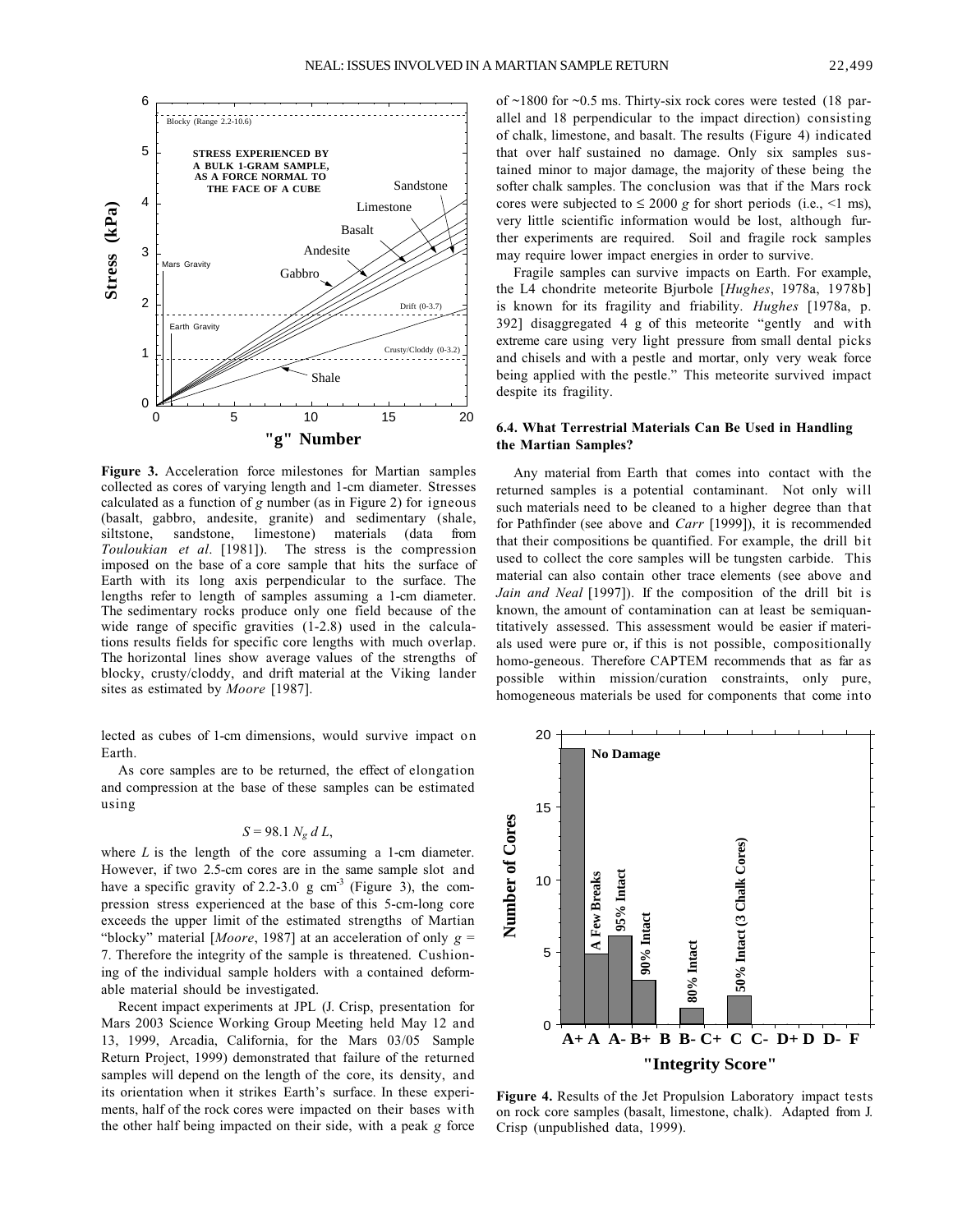**Figure 3.** Acceleration force milestones for Martian samples collected as cores of varying length and 1-cm diameter. Stresses calculated as a function of $g$ number (as in Figure 2) for igneous (basalt, gabbro, andesite, granite) and sedimentary (shale, siltstone, sandstone, limestone) materials (data from *Touloukian et al*. [1981]). The stress is the compression imposed on the base of a core sample that hits the surface of Earth with its long axis perpendicular to the surface. The lengths refer to length of samples assuming a 1-cm diameter. The sedimentary rocks produce only one field because of the wide range of specific gravities (1-2.8) used in the calculations results fields for specific core lengths with much overlap. The horizontal lines show average values of the strengths of blocky, crusty/cloddy, and drift material at the Viking lander sites as estimated by *Moore* [1987].

lected as cubes of 1-cm dimensions, would survive impact on Earth.

As core samples are to be returned, the effect of elongation and compression at the base of these samples can be estimated using

$$S = 98.1\, N_g\, d\, L,$$

where $L$ is the length of the core assuming a 1-cm diameter. However, if two 2.5-cm cores are in the same sample slot and have a specific gravity of 2.2-3.0 g cm$^{-3}$ (Figure 3), the compression stress experienced at the base of this 5-cm-long core exceeds the upper limit of the estimated strengths of Martian "blocky" material [*Moore*, 1987] at an acceleration of only $g$ = 7. Therefore the integrity of the sample is threatened. Cushioning of the individual sample holders with a contained deformable material should be investigated.

Recent impact experiments at JPL (J. Crisp, presentation for Mars 2003 Science Working Group Meeting held May 12 and 13, 1999, Arcadia, California, for the Mars 03/05 Sample Return Project, 1999) demonstrated that failure of the returned samples will depend on the length of the core, its density, and its orientation when it strikes Earth's surface. In these experiments, half of the rock cores were impacted on their bases with the other half being impacted on their side, with a peak $g$ force of ~1800 for ~0.5 ms. Thirty-six rock cores were tested (18 parallel and 18 perpendicular to the impact direction) consisting of chalk, limestone, and basalt. The results (Figure 4) indicated that over half sustained no damage. Only six samples sustained minor to major damage, the majority of these being the softer chalk samples. The conclusion was that if the Mars rock cores were subjected to $\leq$ 2000 $g$ for short periods (i.e., <1 ms), very little scientific information would be lost, although further experiments are required. Soil and fragile rock samples may require lower impact energies in order to survive.

Fragile samples can survive impacts on Earth. For example, the L4 chondrite meteorite Bjurbole [*Hughes*, 1978a, 1978b] is known for its fragility and friability. *Hughes* [1978a, p. 392] disaggregated 4 g of this meteorite "gently and with extreme care using very light pressure from small dental picks and chisels and with a pestle and mortar, only very weak force being applied with the pestle." This meteorite survived impact despite its fragility.

### 6.4. What Terrestrial Materials Can Be Used in Handling the Martian Samples?

Any material from Earth that comes into contact with the returned samples is a potential contaminant. Not only will such materials need to be cleaned to a higher degree than that for Pathfinder (see above and *Carr* [1999]), it is recommended that their compositions be quantified. For example, the drill bit used to collect the core samples will be tungsten carbide. This material can also contain other trace elements (see above and *Jain and Neal* [1997]). If the composition of the drill bit is known, the amount of contamination can at least be semiquantitatively assessed. This assessment would be easier if materials used were pure or, if this is not possible, compositionally homo-geneous. Therefore CAPTEM recommends that as far as possible within mission/curation constraints, only pure, homogeneous materials be used for components that come into

**Figure 4.** Results of the Jet Propulsion Laboratory impact tests on rock core samples (basalt, limestone, chalk). Adapted from J. Crisp (unpublished data, 1999).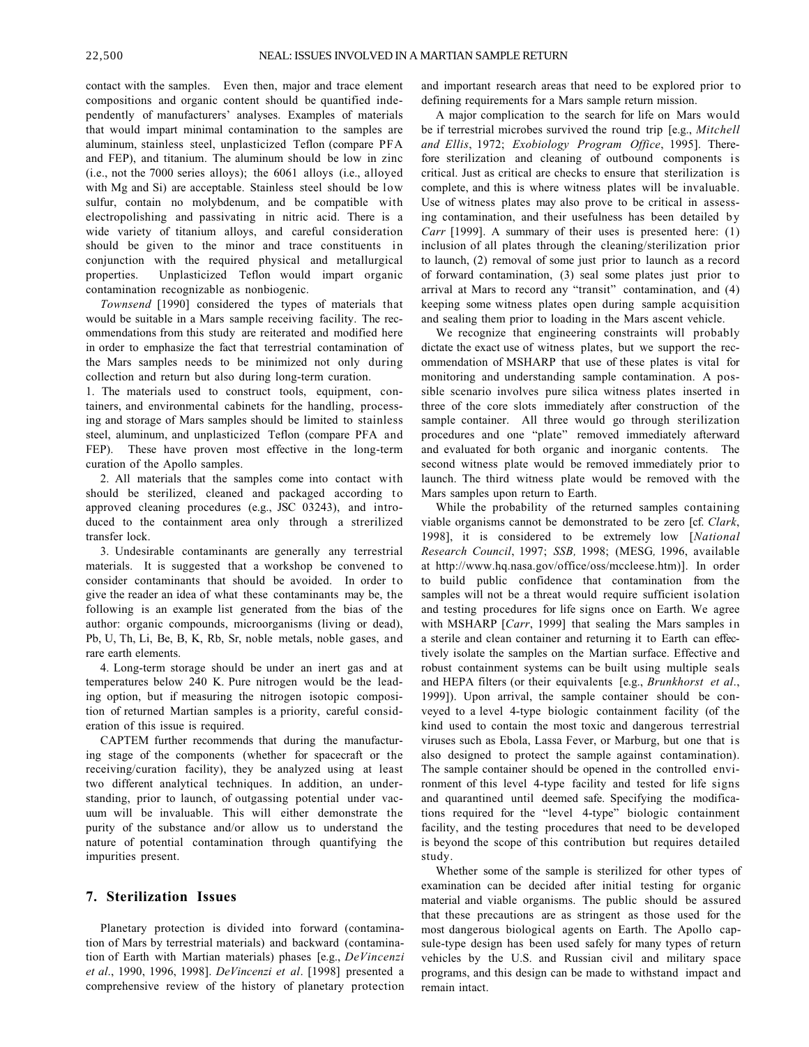contact with the samples. Even then, major and trace element compositions and organic content should be quantified independently of manufacturers' analyses. Examples of materials that would impart minimal contamination to the samples are aluminum, stainless steel, unplasticized Teflon (compare PFA and FEP), and titanium. The aluminum should be low in zinc (i.e., not the 7000 series alloys); the 6061 alloys (i.e., alloyed with Mg and Si) are acceptable. Stainless steel should be low sulfur, contain no molybdenum, and be compatible with electropolishing and passivating in nitric acid. There is a wide variety of titanium alloys, and careful consideration should be given to the minor and trace constituents in conjunction with the required physical and metallurgical properties. Unplasticized Teflon would impart organic contamination recognizable as nonbiogenic.

*Townsend* [1990] considered the types of materials that would be suitable in a Mars sample receiving facility. The recommendations from this study are reiterated and modified here in order to emphasize the fact that terrestrial contamination of the Mars samples needs to be minimized not only during collection and return but also during long-term curation.

1. The materials used to construct tools, equipment, containers, and environmental cabinets for the handling, processing and storage of Mars samples should be limited to stainless steel, aluminum, and unplasticized Teflon (compare PFA and FEP). These have proven most effective in the long-term curation of the Apollo samples.

2. All materials that the samples come into contact with should be sterilized, cleaned and packaged according to approved cleaning procedures (e.g., JSC 03243), and introduced to the containment area only through a strerilized transfer lock.

3. Undesirable contaminants are generally any terrestrial materials. It is suggested that a workshop be convened to consider contaminants that should be avoided. In order to give the reader an idea of what these contaminants may be, the following is an example list generated from the bias of the author: organic compounds, microorganisms (living or dead), Pb, U, Th, Li, Be, B, K, Rb, Sr, noble metals, noble gases, and rare earth elements.

4. Long-term storage should be under an inert gas and at temperatures below 240 K. Pure nitrogen would be the leading option, but if measuring the nitrogen isotopic composition of returned Martian samples is a priority, careful consideration of this issue is required.

CAPTEM further recommends that during the manufacturing stage of the components (whether for spacecraft or the receiving/curation facility), they be analyzed using at least two different analytical techniques. In addition, an understanding, prior to launch, of outgassing potential under vacuum will be invaluable. This will either demonstrate the purity of the substance and/or allow us to understand the nature of potential contamination through quantifying the impurities present.

## 7. Sterilization Issues

Planetary protection is divided into forward (contamination of Mars by terrestrial materials) and backward (contamination of Earth with Martian materials) phases [e.g., *DeVincenzi et al*., 1990, 1996, 1998]. *DeVincenzi et al*. [1998] presented a comprehensive review of the history of planetary protection and important research areas that need to be explored prior to defining requirements for a Mars sample return mission.

A major complication to the search for life on Mars would be if terrestrial microbes survived the round trip [e.g., *Mitchell and Ellis*, 1972; *Exobiology Program Office*, 1995]. Therefore sterilization and cleaning of outbound components is critical. Just as critical are checks to ensure that sterilization is complete, and this is where witness plates will be invaluable. Use of witness plates may also prove to be critical in assessing contamination, and their usefulness has been detailed by *Carr* [1999]. A summary of their uses is presented here: (1) inclusion of all plates through the cleaning/sterilization prior to launch, (2) removal of some just prior to launch as a record of forward contamination, (3) seal some plates just prior to arrival at Mars to record any "transit" contamination, and (4) keeping some witness plates open during sample acquisition and sealing them prior to loading in the Mars ascent vehicle.

We recognize that engineering constraints will probably dictate the exact use of witness plates, but we support the recommendation of MSHARP that use of these plates is vital for monitoring and understanding sample contamination. A possible scenario involves pure silica witness plates inserted in three of the core slots immediately after construction of the sample container. All three would go through sterilization procedures and one "plate" removed immediately afterward and evaluated for both organic and inorganic contents. The second witness plate would be removed immediately prior to launch. The third witness plate would be removed with the Mars samples upon return to Earth.

While the probability of the returned samples containing viable organisms cannot be demonstrated to be zero [cf. *Clark*, 1998], it is considered to be extremely low [*National Research Council*, 1997; *SSB,* 1998; (MESG, 1996, available at http://www.hq.nasa.gov/office/oss/mccleese.htm)]. In order to build public confidence that contamination from the samples will not be a threat would require sufficient isolation and testing procedures for life signs once on Earth. We agree with MSHARP [*Carr*, 1999] that sealing the Mars samples in a sterile and clean container and returning it to Earth can effectively isolate the samples on the Martian surface. Effective and robust containment systems can be built using multiple seals and HEPA filters (or their equivalents [e.g., *Brunkhorst et al*., 1999]). Upon arrival, the sample container should be conveyed to a level 4-type biologic containment facility (of the kind used to contain the most toxic and dangerous terrestrial viruses such as Ebola, Lassa Fever, or Marburg, but one that is also designed to protect the sample against contamination). The sample container should be opened in the controlled environment of this level 4-type facility and tested for life signs and quarantined until deemed safe. Specifying the modifications required for the "level 4-type" biologic containment facility, and the testing procedures that need to be developed is beyond the scope of this contribution but requires detailed study.

Whether some of the sample is sterilized for other types of examination can be decided after initial testing for organic material and viable organisms. The public should be assured that these precautions are as stringent as those used for the most dangerous biological agents on Earth. The Apollo capsule-type design has been used safely for many types of return vehicles by the U.S. and Russian civil and military space programs, and this design can be made to withstand impact and remain intact.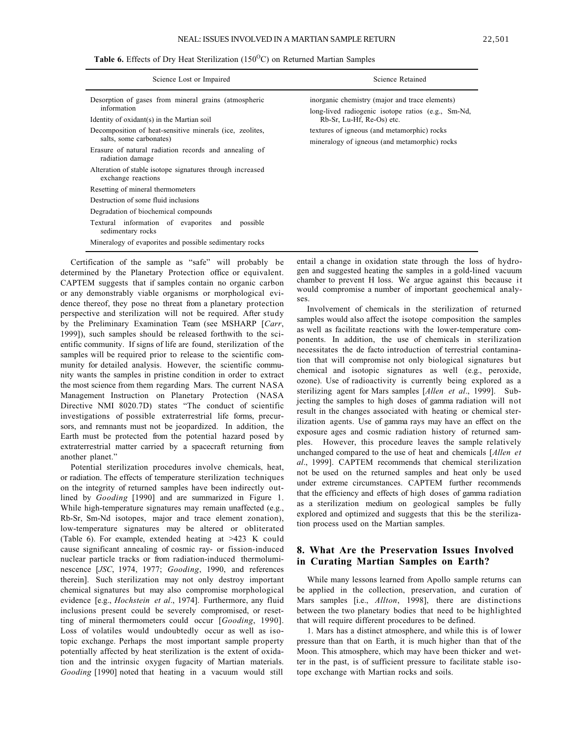**Table 6.** Effects of Dry Heat Sterilization (150$^{O}$C) on Returned Martian Samples

| Science Lost or Impaired | Science Retained |
|---|---|
| Desorption of gases from mineral grains (atmospheric information | inorganic chemistry (major and trace elements) |
| Identity of oxidant(s) in the Martian soil | long-lived radiogenic isotope ratios (e.g., Sm-Nd, Rb-Sr, Lu-Hf, Re-Os) etc. |
| Decomposition of heat-sensitive minerals (ice, zeolites, salts, some carbonates) | textures of igneous (and metamorphic) rocks |
| Erasure of natural radiation records and annealing of radiation damage | mineralogy of igneous (and metamorphic) rocks |
| Alteration of stable isotope signatures through increased exchange reactions | |
| Resetting of mineral thermometers | |
| Destruction of some fluid inclusions | |
| Degradation of biochemical compounds | |
| Textural information of evaporites and possible sedimentary rocks | |
| Mineralogy of evaporites and possible sedimentary rocks | |

Certification of the sample as "safe" will probably be determined by the Planetary Protection office or equivalent. CAPTEM suggests that if samples contain no organic carbon or any demonstrably viable organisms or morphological evidence thereof, they pose no threat from a planetary protection perspective and sterilization will not be required. After study by the Preliminary Examination Team (see MSHARP [*Carr*, 1999]), such samples should be released forthwith to the scientific community. If signs of life are found, sterilization of the samples will be required prior to release to the scientific community for detailed analysis. However, the scientific community wants the samples in pristine condition in order to extract the most science from them regarding Mars. The current NASA Management Instruction on Planetary Protection (NASA Directive NMI 8020.7D) states "The conduct of scientific investigations of possible extraterrestrial life forms, precursors, and remnants must not be jeopardized. In addition, the Earth must be protected from the potential hazard posed by extraterrestrial matter carried by a spacecraft returning from another planet."

Potential sterilization procedures involve chemicals, heat, or radiation. The effects of temperature sterilization techniques on the integrity of returned samples have been indirectly outlined by *Gooding* [1990] and are summarized in Figure 1. While high-temperature signatures may remain unaffected (e.g., Rb-Sr, Sm-Nd isotopes, major and trace element zonation), low-temperature signatures may be altered or obliterated (Table 6). For example, extended heating at >423 K could cause significant annealing of cosmic ray- or fission-induced nuclear particle tracks or from radiation-induced thermoluminescence [*JSC*, 1974, 1977; *Gooding*, 1990, and references therein]. Such sterilization may not only destroy important chemical signatures but may also compromise morphological evidence [e.g., *Hochstein et al*., 1974]. Furthermore, any fluid inclusions present could be severely compromised, or resetting of mineral thermometers could occur [*Gooding*, 1990]. Loss of volatiles would undoubtedly occur as well as isotopic exchange. Perhaps the most important sample property potentially affected by heat sterilization is the extent of oxidation and the intrinsic oxygen fugacity of Martian materials. *Gooding* [1990] noted that heating in a vacuum would still entail a change in oxidation state through the loss of hydrogen and suggested heating the samples in a gold-lined vacuum chamber to prevent H loss. We argue against this because it would compromise a number of important geochemical analyses.

Involvement of chemicals in the sterilization of returned samples would also affect the isotope composition the samples as well as facilitate reactions with the lower-temperature components. In addition, the use of chemicals in sterilization necessitates the de facto introduction of terrestrial contamination that will compromise not only biological signatures but chemical and isotopic signatures as well (e.g., peroxide, ozone). Use of radioactivity is currently being explored as a sterilizing agent for Mars samples [*Allen et al*., 1999]. Subjecting the samples to high doses of gamma radiation will not result in the changes associated with heating or chemical sterilization agents. Use of gamma rays may have an effect on the exposure ages and cosmic radiation history of returned samples. However, this procedure leaves the sample relatively unchanged compared to the use of heat and chemicals [*Allen et al*., 1999]. CAPTEM recommends that chemical sterilization not be used on the returned samples and heat only be used under extreme circumstances. CAPTEM further recommends that the efficiency and effects of high doses of gamma radiation as a sterilization medium on geological samples be fully explored and optimized and suggests that this be the sterilization process used on the Martian samples.

## 8. What Are the Preservation Issues Involved in Curating Martian Samples on Earth?

While many lessons learned from Apollo sample returns can be applied in the collection, preservation, and curation of Mars samples [i.e., *Allton*, 1998], there are distinctions between the two planetary bodies that need to be highlighted that will require different procedures to be defined.

1. Mars has a distinct atmosphere, and while this is of lower pressure than that on Earth, it is much higher than that of the Moon. This atmosphere, which may have been thicker and wetter in the past, is of sufficient pressure to facilitate stable isotope exchange with Martian rocks and soils.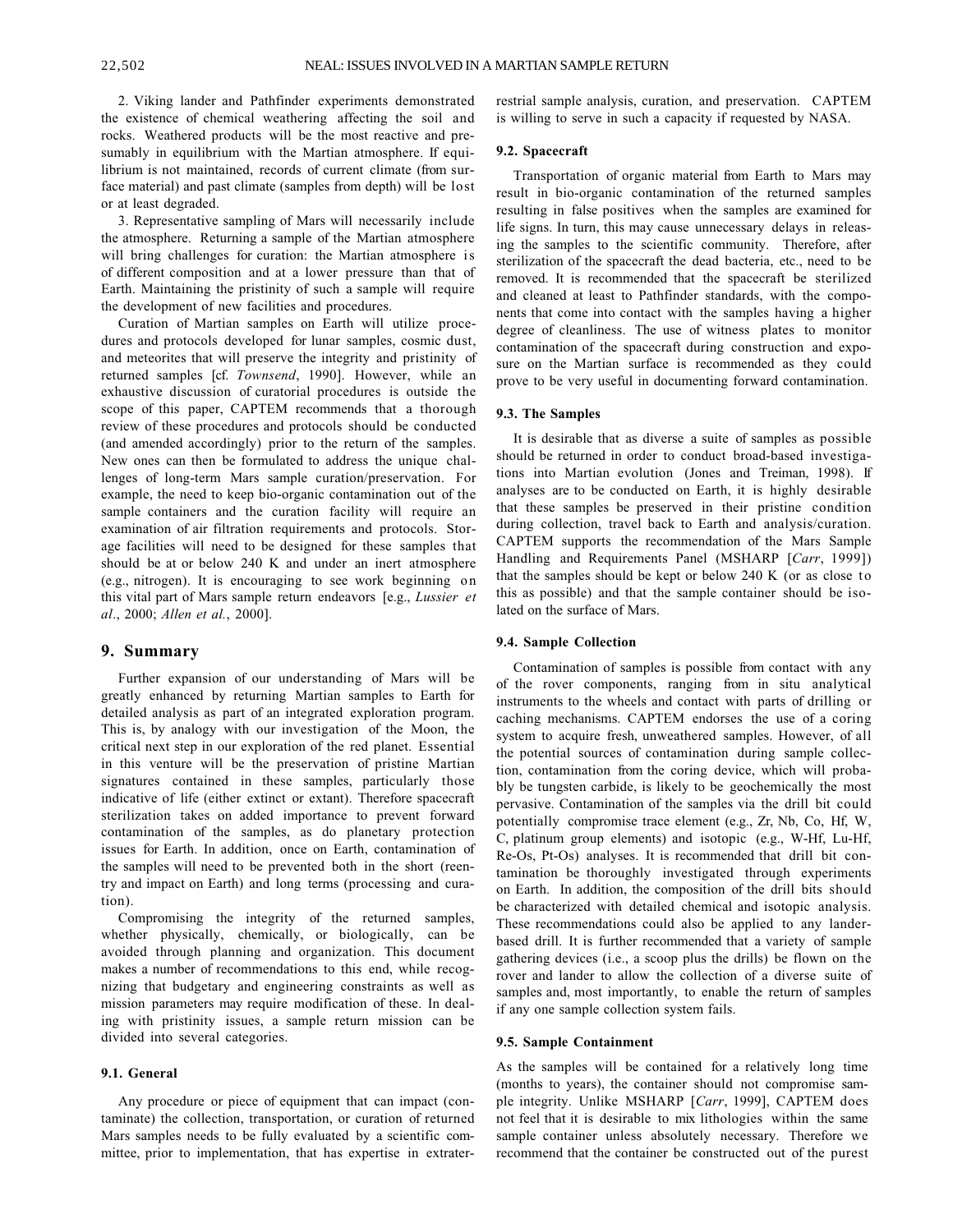2. Viking lander and Pathfinder experiments demonstrated the existence of chemical weathering affecting the soil and rocks. Weathered products will be the most reactive and presumably in equilibrium with the Martian atmosphere. If equilibrium is not maintained, records of current climate (from surface material) and past climate (samples from depth) will be lost or at least degraded.

3. Representative sampling of Mars will necessarily include the atmosphere. Returning a sample of the Martian atmosphere will bring challenges for curation: the Martian atmosphere is of different composition and at a lower pressure than that of Earth. Maintaining the pristinity of such a sample will require the development of new facilities and procedures.

Curation of Martian samples on Earth will utilize procedures and protocols developed for lunar samples, cosmic dust, and meteorites that will preserve the integrity and pristinity of returned samples [cf. *Townsend*, 1990]. However, while an exhaustive discussion of curatorial procedures is outside the scope of this paper, CAPTEM recommends that a thorough review of these procedures and protocols should be conducted (and amended accordingly) prior to the return of the samples. New ones can then be formulated to address the unique challenges of long-term Mars sample curation/preservation. For example, the need to keep bio-organic contamination out of the sample containers and the curation facility will require an examination of air filtration requirements and protocols. Storage facilities will need to be designed for these samples that should be at or below 240 K and under an inert atmosphere (e.g., nitrogen). It is encouraging to see work beginning on this vital part of Mars sample return endeavors [e.g., *Lussier et al*., 2000; *Allen et al.*, 2000].

## 9. Summary

Further expansion of our understanding of Mars will be greatly enhanced by returning Martian samples to Earth for detailed analysis as part of an integrated exploration program. This is, by analogy with our investigation of the Moon, the critical next step in our exploration of the red planet. Essential in this venture will be the preservation of pristine Martian signatures contained in these samples, particularly those indicative of life (either extinct or extant). Therefore spacecraft sterilization takes on added importance to prevent forward contamination of the samples, as do planetary protection issues for Earth. In addition, once on Earth, contamination of the samples will need to be prevented both in the short (reentry and impact on Earth) and long terms (processing and curation).

Compromising the integrity of the returned samples, whether physically, chemically, or biologically, can be avoided through planning and organization. This document makes a number of recommendations to this end, while recognizing that budgetary and engineering constraints as well as mission parameters may require modification of these. In dealing with pristinity issues, a sample return mission can be divided into several categories.

### 9.1. General

Any procedure or piece of equipment that can impact (contaminate) the collection, transportation, or curation of returned Mars samples needs to be fully evaluated by a scientific committee, prior to implementation, that has expertise in extraterrestrial sample analysis, curation, and preservation. CAPTEM is willing to serve in such a capacity if requested by NASA.

### 9.2. Spacecraft

Transportation of organic material from Earth to Mars may result in bio-organic contamination of the returned samples resulting in false positives when the samples are examined for life signs. In turn, this may cause unnecessary delays in releasing the samples to the scientific community. Therefore, after sterilization of the spacecraft the dead bacteria, etc., need to be removed. It is recommended that the spacecraft be sterilized and cleaned at least to Pathfinder standards, with the components that come into contact with the samples having a higher degree of cleanliness. The use of witness plates to monitor contamination of the spacecraft during construction and exposure on the Martian surface is recommended as they could prove to be very useful in documenting forward contamination.

### 9.3. The Samples

It is desirable that as diverse a suite of samples as possible should be returned in order to conduct broad-based investigations into Martian evolution (Jones and Treiman, 1998). If analyses are to be conducted on Earth, it is highly desirable that these samples be preserved in their pristine condition during collection, travel back to Earth and analysis/curation. CAPTEM supports the recommendation of the Mars Sample Handling and Requirements Panel (MSHARP [*Carr*, 1999]) that the samples should be kept or below 240 K (or as close to this as possible) and that the sample container should be isolated on the surface of Mars.

### 9.4. Sample Collection

Contamination of samples is possible from contact with any of the rover components, ranging from in situ analytical instruments to the wheels and contact with parts of drilling or caching mechanisms. CAPTEM endorses the use of a coring system to acquire fresh, unweathered samples. However, of all the potential sources of contamination during sample collection, contamination from the coring device, which will probably be tungsten carbide, is likely to be geochemically the most pervasive. Contamination of the samples via the drill bit could potentially compromise trace element (e.g., Zr, Nb, Co, Hf, W, C, platinum group elements) and isotopic (e.g., W-Hf, Lu-Hf, Re-Os, Pt-Os) analyses. It is recommended that drill bit contamination be thoroughly investigated through experiments on Earth. In addition, the composition of the drill bits should be characterized with detailed chemical and isotopic analysis. These recommendations could also be applied to any lander-based drill. It is further recommended that a variety of sample gathering devices (i.e., a scoop plus the drills) be flown on the rover and lander to allow the collection of a diverse suite of samples and, most importantly, to enable the return of samples if any one sample collection system fails.

### 9.5. Sample Containment

As the samples will be contained for a relatively long time (months to years), the container should not compromise sample integrity. Unlike MSHARP [*Carr*, 1999], CAPTEM does not feel that it is desirable to mix lithologies within the same sample container unless absolutely necessary. Therefore we recommend that the container be constructed out of the purest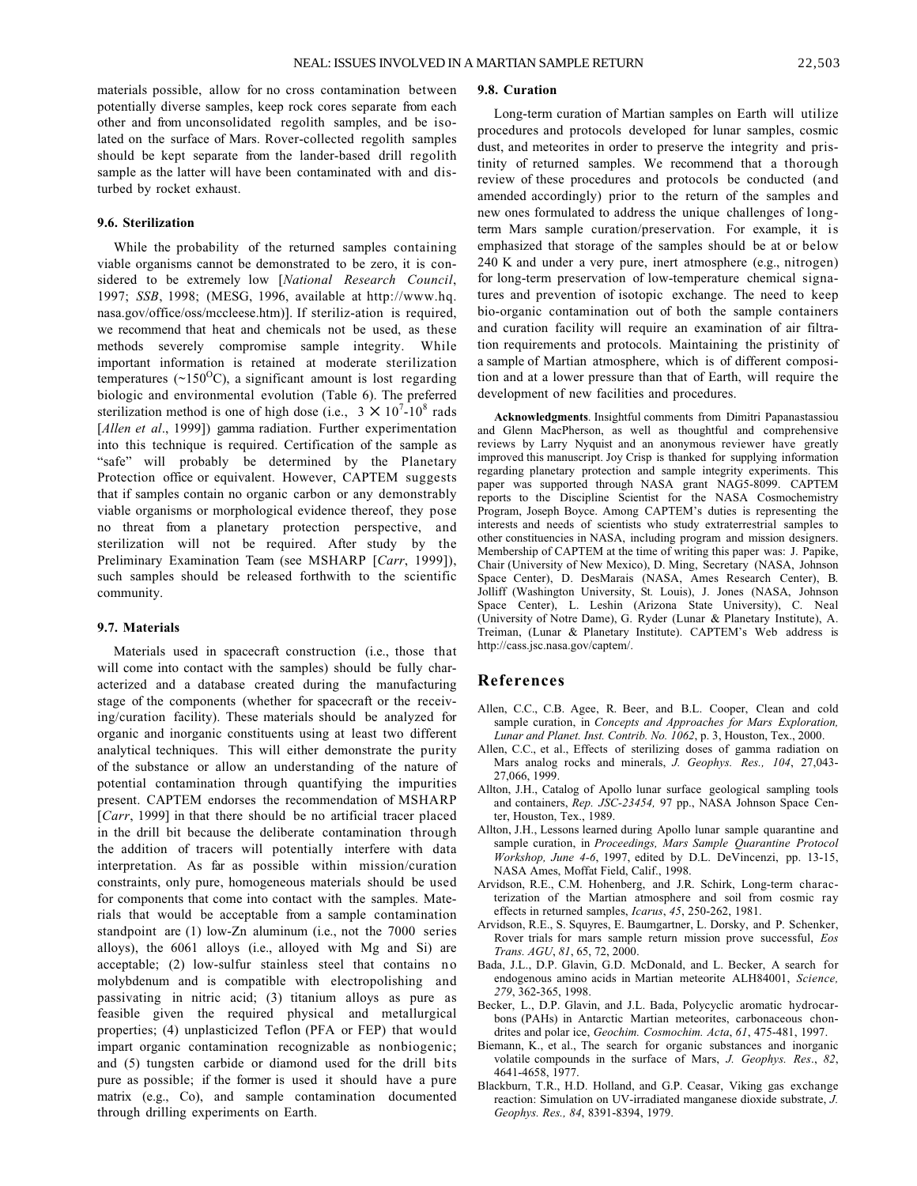materials possible, allow for no cross contamination between potentially diverse samples, keep rock cores separate from each other and from unconsolidated regolith samples, and be isolated on the surface of Mars. Rover-collected regolith samples should be kept separate from the lander-based drill regolith sample as the latter will have been contaminated with and disturbed by rocket exhaust.

### 9.6. Sterilization

While the probability of the returned samples containing viable organisms cannot be demonstrated to be zero, it is considered to be extremely low [*National Research Council*, 1997; *SSB*, 1998; (MESG, 1996, available at http://www.hq.nasa.gov/office/oss/mccleese.htm)]. If steriliz-ation is required, we recommend that heat and chemicals not be used, as these methods severely compromise sample integrity. While important information is retained at moderate sterilization temperatures (~150°C), a significant amount is lost regarding biologic and environmental evolution (Table 6). The preferred sterilization method is one of high dose (i.e., $3 \times 10^7$-$10^8$ rads [*Allen et al*., 1999]) gamma radiation. Further experimentation into this technique is required. Certification of the sample as "safe" will probably be determined by the Planetary Protection office or equivalent. However, CAPTEM suggests that if samples contain no organic carbon or any demonstrably viable organisms or morphological evidence thereof, they pose no threat from a planetary protection perspective, and sterilization will not be required. After study by the Preliminary Examination Team (see MSHARP [*Carr*, 1999]), such samples should be released forthwith to the scientific community.

### 9.7. Materials

Materials used in spacecraft construction (i.e., those that will come into contact with the samples) should be fully characterized and a database created during the manufacturing stage of the components (whether for spacecraft or the receiving/curation facility). These materials should be analyzed for organic and inorganic constituents using at least two different analytical techniques. This will either demonstrate the purity of the substance or allow an understanding of the nature of potential contamination through quantifying the impurities present. CAPTEM endorses the recommendation of MSHARP [*Carr*, 1999] in that there should be no artificial tracer placed in the drill bit because the deliberate contamination through the addition of tracers will potentially interfere with data interpretation. As far as possible within mission/curation constraints, only pure, homogeneous materials should be used for components that come into contact with the samples. Materials that would be acceptable from a sample contamination standpoint are (1) low-Zn aluminum (i.e., not the 7000 series alloys), the 6061 alloys (i.e., alloyed with Mg and Si) are acceptable; (2) low-sulfur stainless steel that contains no molybdenum and is compatible with electropolishing and passivating in nitric acid; (3) titanium alloys as pure as feasible given the required physical and metallurgical properties; (4) unplasticized Teflon (PFA or FEP) that would impart organic contamination recognizable as nonbiogenic; and (5) tungsten carbide or diamond used for the drill bits pure as possible; if the former is used it should have a pure matrix (e.g., Co), and sample contamination documented through drilling experiments on Earth.

### 9.8. Curation

Long-term curation of Martian samples on Earth will utilize procedures and protocols developed for lunar samples, cosmic dust, and meteorites in order to preserve the integrity and pristinity of returned samples. We recommend that a thorough review of these procedures and protocols be conducted (and amended accordingly) prior to the return of the samples and new ones formulated to address the unique challenges of long-term Mars sample curation/preservation. For example, it is emphasized that storage of the samples should be at or below 240 K and under a very pure, inert atmosphere (e.g., nitrogen) for long-term preservation of low-temperature chemical signatures and prevention of isotopic exchange. The need to keep bio-organic contamination out of both the sample containers and curation facility will require an examination of air filtration requirements and protocols. Maintaining the pristinity of a sample of Martian atmosphere, which is of different composition and at a lower pressure than that of Earth, will require the development of new facilities and procedures.

**Acknowledgments**. Insightful comments from Dimitri Papanastassiou and Glenn MacPherson, as well as thoughtful and comprehensive reviews by Larry Nyquist and an anonymous reviewer have greatly improved this manuscript. Joy Crisp is thanked for supplying information regarding planetary protection and sample integrity experiments. This paper was supported through NASA grant NAG5-8099. CAPTEM reports to the Discipline Scientist for the NASA Cosmochemistry Program, Joseph Boyce. Among CAPTEM's duties is representing the interests and needs of scientists who study extraterrestrial samples to other constituencies in NASA, including program and mission designers. Membership of CAPTEM at the time of writing this paper was: J. Papike, Chair (University of New Mexico), D. Ming, Secretary (NASA, Johnson Space Center), D. DesMarais (NASA, Ames Research Center), B. Jolliff (Washington University, St. Louis), J. Jones (NASA, Johnson Space Center), L. Leshin (Arizona State University), C. Neal (University of Notre Dame), G. Ryder (Lunar & Planetary Institute), A. Treiman, (Lunar & Planetary Institute). CAPTEM's Web address is http://cass.jsc.nasa.gov/captem/.

## References

Allen, C.C., C.B. Agee, R. Beer, and B.L. Cooper, Clean and cold sample curation, in *Concepts and Approaches for Mars Exploration, Lunar and Planet. Inst. Contrib. No. 1062*, p. 3, Houston, Tex., 2000.

Allen, C.C., et al., Effects of sterilizing doses of gamma radiation on Mars analog rocks and minerals, *J. Geophys. Res., 104*, 27,043-27,066, 1999.

Allton, J.H., Catalog of Apollo lunar surface geological sampling tools and containers, *Rep. JSC-23454,* 97 pp., NASA Johnson Space Center, Houston, Tex., 1989.

Allton, J.H., Lessons learned during Apollo lunar sample quarantine and sample curation, in *Proceedings, Mars Sample Quarantine Protocol Workshop, June 4-6*, 1997, edited by D.L. DeVincenzi, pp. 13-15, NASA Ames, Moffat Field, Calif., 1998.

Arvidson, R.E., C.M. Hohenberg, and J.R. Schirk, Long-term characterization of the Martian atmosphere and soil from cosmic ray effects in returned samples, *Icarus*, *45*, 250-262, 1981.

Arvidson, R.E., S. Squyres, E. Baumgartner, L. Dorsky, and P. Schenker, Rover trials for mars sample return mission prove successful, *Eos Trans. AGU*, *81*, 65, 72, 2000.

Bada, J.L., D.P. Glavin, G.D. McDonald, and L. Becker, A search for endogenous amino acids in Martian meteorite ALH84001, *Science, 279*, 362-365, 1998.

Becker, L., D.P. Glavin, and J.L. Bada, Polycyclic aromatic hydrocarbons (PAHs) in Antarctic Martian meteorites, carbonaceous chondrites and polar ice, *Geochim. Cosmochim. Acta*, *61*, 475-481, 1997.

Biemann, K., et al., The search for organic substances and inorganic volatile compounds in the surface of Mars, *J. Geophys. Res*., *82*, 4641-4658, 1977.

Blackburn, T.R., H.D. Holland, and G.P. Ceasar, Viking gas exchange reaction: Simulation on UV-irradiated manganese dioxide substrate, *J. Geophys. Res., 84*, 8391-8394, 1979.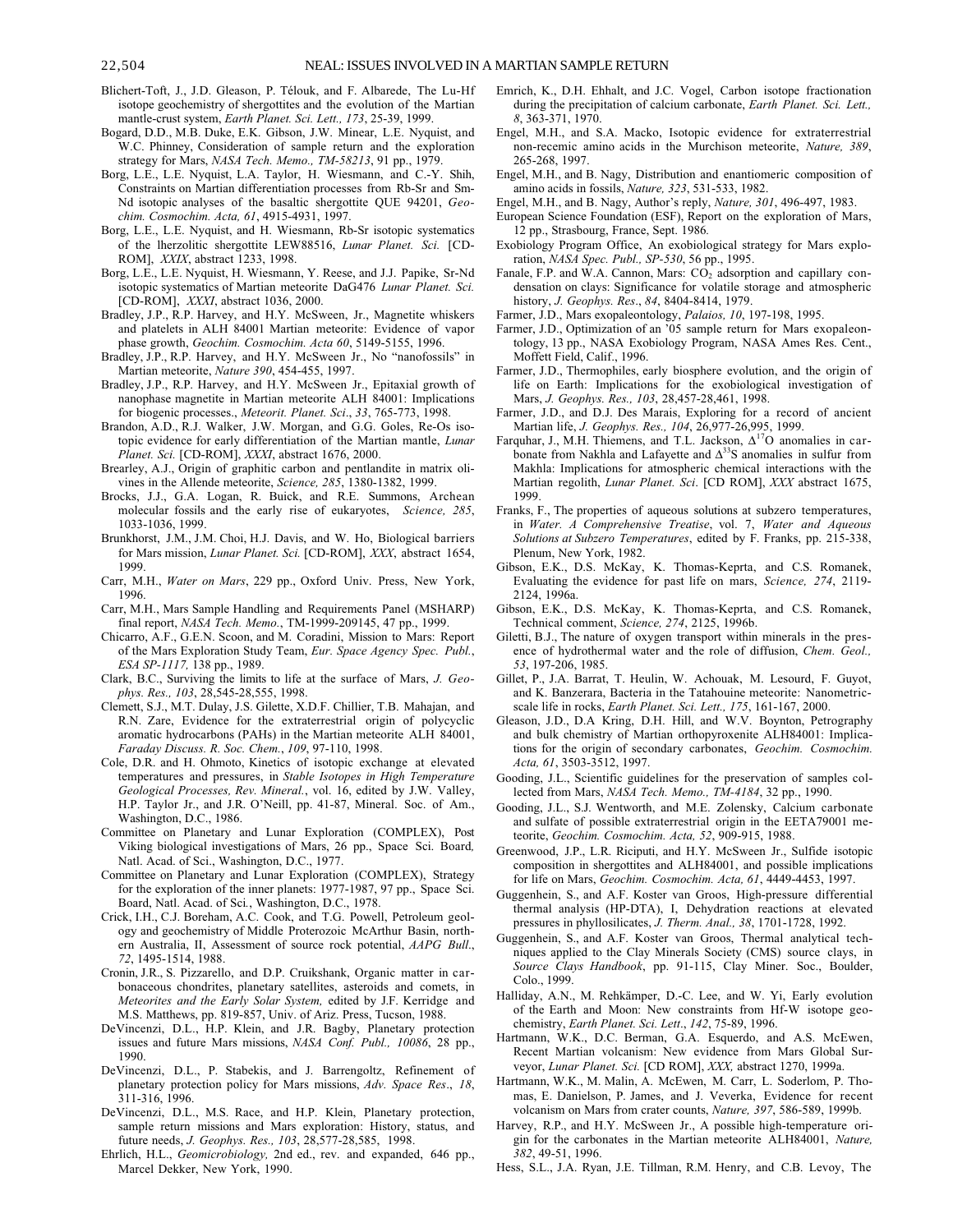Blichert-Toft, J., J.D. Gleason, P. Télouk, and F. Albarede, The Lu-Hf isotope geochemistry of shergottites and the evolution of the Martian mantle-crust system, *Earth Planet. Sci. Lett., 173*, 25-39, 1999.

Bogard, D.D., M.B. Duke, E.K. Gibson, J.W. Minear, L.E. Nyquist, and W.C. Phinney, Consideration of sample return and the exploration strategy for Mars, *NASA Tech. Memo., TM-58213*, 91 pp., 1979.

Borg, L.E., L.E. Nyquist, L.A. Taylor, H. Wiesmann, and C.-Y. Shih, Constraints on Martian differentiation processes from Rb-Sr and Sm-Nd isotopic analyses of the basaltic shergottite QUE 94201, *Geochim. Cosmochim. Acta, 61*, 4915-4931, 1997.

Borg, L.E., L.E. Nyquist, and H. Wiesmann, Rb-Sr isotopic systematics of the lherzolitic shergottite LEW88516, *Lunar Planet. Sci.* [CD-ROM], *XXIX*, abstract 1233, 1998.

Borg, L.E., L.E. Nyquist, H. Wiesmann, Y. Reese, and J.J. Papike, Sr-Nd isotopic systematics of Martian meteorite DaG476 *Lunar Planet. Sci.* [CD-ROM], *XXXI*, abstract 1036, 2000.

Bradley, J.P., R.P. Harvey, and H.Y. McSween, Jr., Magnetite whiskers and platelets in ALH 84001 Martian meteorite: Evidence of vapor phase growth, *Geochim. Cosmochim. Acta 60*, 5149-5155, 1996.

Bradley, J.P., R.P. Harvey, and H.Y. McSween Jr., No "nanofossils" in Martian meteorite, *Nature 390*, 454-455, 1997.

Bradley, J.P., R.P. Harvey, and H.Y. McSween Jr., Epitaxial growth of nanophase magnetite in Martian meteorite ALH 84001: Implications for biogenic processes., *Meteorit. Planet. Sci*., *33*, 765-773, 1998.

Brandon, A.D., R.J. Walker, J.W. Morgan, and G.G. Goles, Re-Os isotopic evidence for early differentiation of the Martian mantle, *Lunar Planet. Sci.* [CD-ROM], *XXXI*, abstract 1676, 2000.

Brearley, A.J., Origin of graphitic carbon and pentlandite in matrix olivines in the Allende meteorite, *Science, 285*, 1380-1382, 1999.

Brocks, J.J., G.A. Logan, R. Buick, and R.E. Summons, Archean molecular fossils and the early rise of eukaryotes, *Science, 285*, 1033-1036, 1999.

Brunkhorst, J.M., J.M. Choi, H.J. Davis, and W. Ho, Biological barriers for Mars mission, *Lunar Planet. Sci.* [CD-ROM], *XXX*, abstract 1654, 1999.

Carr, M.H., *Water on Mars*, 229 pp., Oxford Univ. Press, New York, 1996.

Carr, M.H., Mars Sample Handling and Requirements Panel (MSHARP) final report, *NASA Tech. Memo*., TM-1999-209145, 47 pp., 1999.

Chicarro, A.F., G.E.N. Scoon, and M. Coradini, Mission to Mars: Report of the Mars Exploration Study Team, *Eur. Space Agency Spec. Publ.*, *ESA SP-1117,* 138 pp., 1989.

Clark, B.C., Surviving the limits to life at the surface of Mars, *J. Geophys. Res., 103*, 28,545-28,555, 1998.

Clemett, S.J., M.T. Dulay, J.S. Gilette, X.D.F. Chillier, T.B. Mahajan, and R.N. Zare, Evidence for the extraterrestrial origin of polycyclic aromatic hydrocarbons (PAHs) in the Martian meteorite ALH 84001, *Faraday Discuss. R. Soc. Chem.*, *109*, 97-110, 1998.

Cole, D.R. and H. Ohmoto, Kinetics of isotopic exchange at elevated temperatures and pressures, in *Stable Isotopes in High Temperature Geological Processes, Rev. Mineral.*, vol. 16, edited by J.W. Valley, H.P. Taylor Jr., and J.R. O'Neill, pp. 41-87, Mineral. Soc. of Am., Washington, D.C., 1986.

Committee on Planetary and Lunar Exploration (COMPLEX), Post Viking biological investigations of Mars, 26 pp., Space Sci. Board*,* Natl. Acad. of Sci., Washington, D.C., 1977.

Committee on Planetary and Lunar Exploration (COMPLEX), Strategy for the exploration of the inner planets: 1977-1987, 97 pp., Space Sci. Board, Natl. Acad. of Sci., Washington, D.C., 1978.

Crick, I.H., C.J. Boreham, A.C. Cook, and T.G. Powell, Petroleum geology and geochemistry of Middle Proterozoic McArthur Basin, northern Australia, II, Assessment of source rock potential, *AAPG Bull*., *72*, 1495-1514, 1988.

Cronin, J.R., S. Pizzarello, and D.P. Cruikshank, Organic matter in carbonaceous chondrites, planetary satellites, asteroids and comets, in *Meteorites and the Early Solar System,* edited by J.F. Kerridge and M.S. Matthews, pp. 819-857, Univ. of Ariz. Press, Tucson, 1988.

DeVincenzi, D.L., H.P. Klein, and J.R. Bagby, Planetary protection issues and future Mars missions, *NASA Conf. Publ., 10086*, 28 pp., 1990.

DeVincenzi, D.L., P. Stabekis, and J. Barrengoltz, Refinement of planetary protection policy for Mars missions, *Adv. Space Res*., *18*, 311-316, 1996.

DeVincenzi, D.L., M.S. Race, and H.P. Klein, Planetary protection, sample return missions and Mars exploration: History, status, and future needs, *J. Geophys. Res., 103*, 28,577-28,585, 1998.

Ehrlich, H.L., *Geomicrobiology,* 2nd ed., rev. and expanded, 646 pp., Marcel Dekker, New York, 1990.

Emrich, K., D.H. Ehhalt, and J.C. Vogel, Carbon isotope fractionation during the precipitation of calcium carbonate, *Earth Planet. Sci. Lett., 8*, 363-371, 1970.

Engel, M.H., and S.A. Macko, Isotopic evidence for extraterrestrial non-recemic amino acids in the Murchison meteorite, *Nature, 389*, 265-268, 1997.

Engel, M.H., and B. Nagy, Distribution and enantiomeric composition of amino acids in fossils, *Nature, 323*, 531-533, 1982.

Engel, M.H., and B. Nagy, Author's reply, *Nature, 301*, 496-497, 1983.

European Science Foundation (ESF), Report on the exploration of Mars, 12 pp., Strasbourg, France, Sept. 1986*.*

Exobiology Program Office, An exobiological strategy for Mars exploration, *NASA Spec. Publ., SP-530*, 56 pp., 1995.

Fanale, F.P. and W.A. Cannon, Mars: $CO_2$ adsorption and capillary condensation on clays: Significance for volatile storage and atmospheric history, *J. Geophys. Res*., *84*, 8404-8414, 1979.

Farmer, J.D., Mars exopaleontology, *Palaios, 10*, 197-198, 1995.

Farmer, J.D., Optimization of an '05 sample return for Mars exopaleontology, 13 pp., NASA Exobiology Program, NASA Ames Res. Cent., Moffett Field, Calif., 1996.

Farmer, J.D., Thermophiles, early biosphere evolution, and the origin of life on Earth: Implications for the exobiological investigation of Mars, *J. Geophys. Res., 103*, 28,457-28,461, 1998.

Farmer, J.D., and D.J. Des Marais, Exploring for a record of ancient Martian life, *J. Geophys. Res., 104*, 26,977-26,995, 1999.

Farquhar, J., M.H. Thiemens, and T.L. Jackson, $\Delta^{17}O$ anomalies in carbonate from Nakhla and Lafayette and $\Delta^{33}S$ anomalies in sulfur from Makhla: Implications for atmospheric chemical interactions with the Martian regolith, *Lunar Planet. Sci*. [CD ROM], *XXX* abstract 1675, 1999.

Franks, F., The properties of aqueous solutions at subzero temperatures, in *Water. A Comprehensive Treatise*, vol. 7, *Water and Aqueous Solutions at Subzero Temperatures*, edited by F. Franks, pp. 215-338, Plenum, New York, 1982.

Gibson, E.K., D.S. McKay, K. Thomas-Keprta, and C.S. Romanek, Evaluating the evidence for past life on mars, *Science, 274*, 2119-2124, 1996a.

Gibson, E.K., D.S. McKay, K. Thomas-Keprta, and C.S. Romanek, Technical comment, *Science, 274*, 2125, 1996b.

Giletti, B.J., The nature of oxygen transport within minerals in the presence of hydrothermal water and the role of diffusion, *Chem. Geol., 53*, 197-206, 1985.

Gillet, P., J.A. Barrat, T. Heulin, W. Achouak, M. Lesourd, F. Guyot, and K. Banzerara, Bacteria in the Tatahouine meteorite: Nanometric-scale life in rocks, *Earth Planet. Sci. Lett., 175*, 161-167, 2000.

Gleason, J.D., D.A Kring, D.H. Hill, and W.V. Boynton, Petrography and bulk chemistry of Martian orthopyroxenite ALH84001: Implications for the origin of secondary carbonates, *Geochim. Cosmochim. Acta, 61*, 3503-3512, 1997.

Gooding, J.L., Scientific guidelines for the preservation of samples collected from Mars, *NASA Tech. Memo., TM-4184*, 32 pp., 1990.

Gooding, J.L., S.J. Wentworth, and M.E. Zolensky, Calcium carbonate and sulfate of possible extraterrestrial origin in the EETA79001 meteorite, *Geochim. Cosmochim. Acta, 52*, 909-915, 1988.

Greenwood, J.P., L.R. Riciputi, and H.Y. McSween Jr., Sulfide isotopic composition in shergottites and ALH84001, and possible implications for life on Mars, *Geochim. Cosmochim. Acta, 61*, 4449-4453, 1997.

Guggenhein, S., and A.F. Koster van Groos, High-pressure differential thermal analysis (HP-DTA), I, Dehydration reactions at elevated pressures in phyllosilicates, *J. Therm. Anal., 38*, 1701-1728, 1992.

Guggenhein, S., and A.F. Koster van Groos, Thermal analytical techniques applied to the Clay Minerals Society (CMS) source clays, in *Source Clays Handbook*, pp. 91-115, Clay Miner. Soc., Boulder, Colo., 1999.

Halliday, A.N., M. Rehkämper, D.-C. Lee, and W. Yi, Early evolution of the Earth and Moon: New constraints from Hf-W isotope geochemistry, *Earth Planet. Sci. Lett*., *142*, 75-89, 1996.

Hartmann, W.K., D.C. Berman, G.A. Esquerdo, and A.S. McEwen, Recent Martian volcanism: New evidence from Mars Global Surveyor, *Lunar Planet. Sci.* [CD ROM], *XXX,* abstract 1270, 1999a.

Hartmann, W.K., M. Malin, A. McEwen, M. Carr, L. Soderlom, P. Thomas, E. Danielson, P. James, and J. Veverka, Evidence for recent volcanism on Mars from crater counts, *Nature, 397*, 586-589, 1999b.

Harvey, R.P., and H.Y. McSween Jr., A possible high-temperature origin for the carbonates in the Martian meteorite ALH84001, *Nature, 382*, 49-51, 1996.

Hess, S.L., J.A. Ryan, J.E. Tillman, R.M. Henry, and C.B. Levoy, The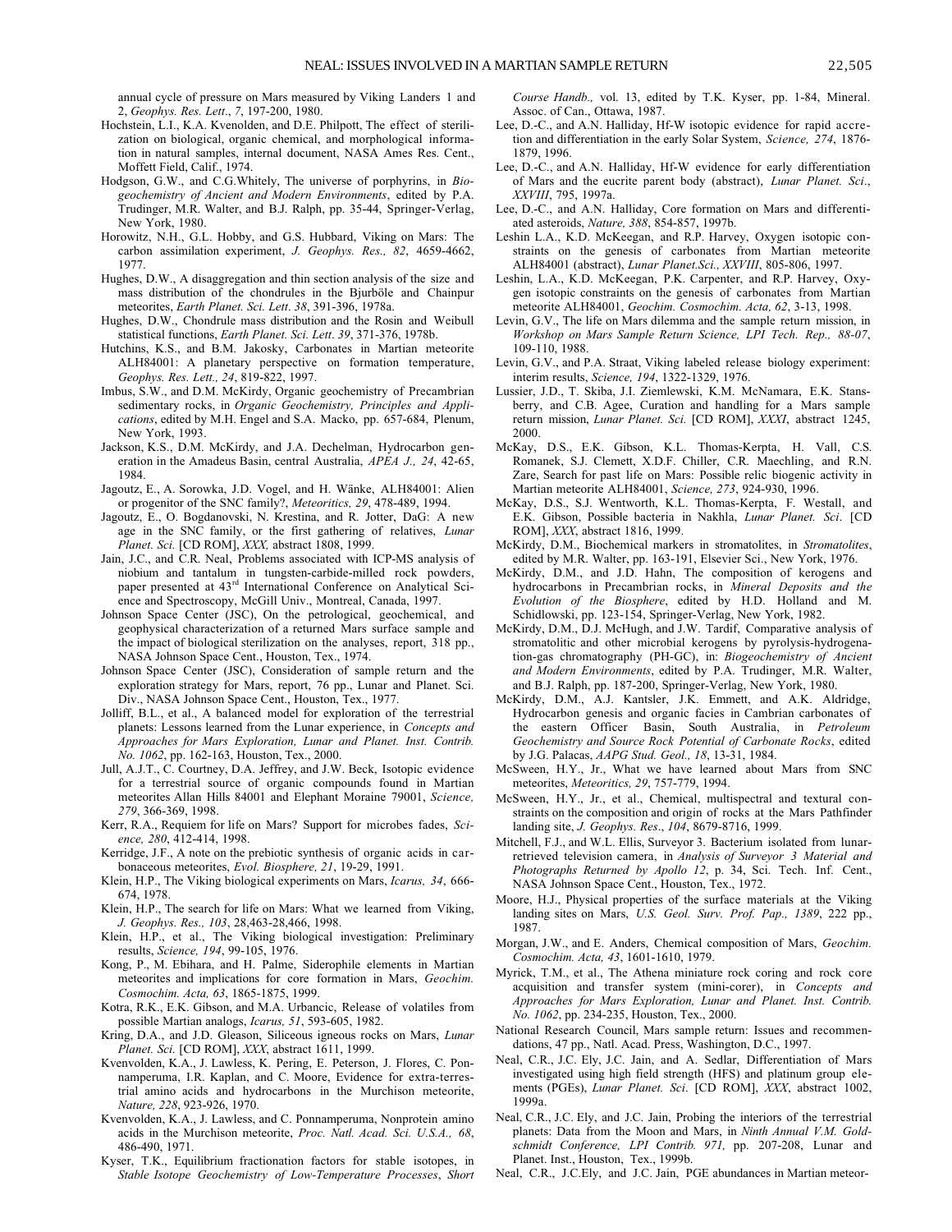annual cycle of pressure on Mars measured by Viking Landers 1 and 2, *Geophys. Res. Lett*., *7*, 197-200, 1980.

Hochstein, L.I., K.A. Kvenolden, and D.E. Philpott, The effect of sterilization on biological, organic chemical, and morphological information in natural samples, internal document, NASA Ames Res. Cent., Moffett Field, Calif., 1974.

Hodgson, G.W., and C.G.Whitely, The universe of porphyrins, in *Biogeochemistry of Ancient and Modern Environments*, edited by P.A. Trudinger, M.R. Walter, and B.J. Ralph, pp. 35-44, Springer-Verlag, New York, 1980.

Horowitz, N.H., G.L. Hobby, and G.S. Hubbard, Viking on Mars: The carbon assimilation experiment, *J. Geophys. Res., 82*, 4659-4662, 1977.

Hughes, D.W., A disaggregation and thin section analysis of the size and mass distribution of the chondrules in the Bjurböle and Chainpur meteorites, *Earth Planet. Sci. Lett*. *38*, 391-396, 1978a.

Hughes, D.W., Chondrule mass distribution and the Rosin and Weibull statistical functions, *Earth Planet. Sci. Lett*. *39*, 371-376, 1978b.

Hutchins, K.S., and B.M. Jakosky, Carbonates in Martian meteorite ALH84001: A planetary perspective on formation temperature, *Geophys. Res. Lett., 24*, 819-822, 1997.

Imbus, S.W., and D.M. McKirdy, Organic geochemistry of Precambrian sedimentary rocks, in *Organic Geochemistry, Principles and Applications*, edited by M.H. Engel and S.A. Macko, pp. 657-684, Plenum, New York, 1993.

Jackson, K.S., D.M. McKirdy, and J.A. Dechelman, Hydrocarbon generation in the Amadeus Basin, central Australia, *APEA J., 24*, 42-65, 1984.

Jagoutz, E., A. Sorowka, J.D. Vogel, and H. Wänke, ALH84001: Alien or progenitor of the SNC family?, *Meteoritics, 29*, 478-489, 1994.

Jagoutz, E., O. Bogdanovski, N. Krestina, and R. Jotter, DaG: A new age in the SNC family, or the first gathering of relatives, *Lunar Planet. Sci.* [CD ROM], *XXX,* abstract 1808, 1999.

Jain, J.C., and C.R. Neal, Problems associated with ICP-MS analysis of niobium and tantalum in tungsten-carbide-milled rock powders, paper presented at 43rd International Conference on Analytical Science and Spectroscopy, McGill Univ., Montreal, Canada, 1997.

Johnson Space Center (JSC), On the petrological, geochemical, and geophysical characterization of a returned Mars surface sample and the impact of biological sterilization on the analyses, report, 318 pp., NASA Johnson Space Cent., Houston, Tex., 1974.

Johnson Space Center (JSC), Consideration of sample return and the exploration strategy for Mars, report, 76 pp., Lunar and Planet. Sci. Div., NASA Johnson Space Cent., Houston, Tex., 1977.

Jolliff, B.L., et al., A balanced model for exploration of the terrestrial planets: Lessons learned from the Lunar experience, in *Concepts and Approaches for Mars Exploration, Lunar and Planet. Inst. Contrib. No. 1062*, pp. 162-163, Houston, Tex., 2000.

Jull, A.J.T., C. Courtney, D.A. Jeffrey, and J.W. Beck, Isotopic evidence for a terrestrial source of organic compounds found in Martian meteorites Allan Hills 84001 and Elephant Moraine 79001, *Science, 279*, 366-369, 1998.

Kerr, R.A., Requiem for life on Mars? Support for microbes fades, *Science, 280*, 412-414, 1998.

Kerridge, J.F., A note on the prebiotic synthesis of organic acids in carbonaceous meteorites, *Evol. Biosphere, 21*, 19-29, 1991.

Klein, H.P., The Viking biological experiments on Mars, *Icarus, 34*, 666-674, 1978.

Klein, H.P., The search for life on Mars: What we learned from Viking, *J. Geophys. Res., 103*, 28,463-28,466, 1998.

Klein, H.P., et al., The Viking biological investigation: Preliminary results, *Science, 194*, 99-105, 1976.

Kong, P., M. Ebihara, and H. Palme, Siderophile elements in Martian meteorites and implications for core formation in Mars, *Geochim. Cosmochim. Acta, 63*, 1865-1875, 1999.

Kotra, R.K., E.K. Gibson, and M.A. Urbancic, Release of volatiles from possible Martian analogs, *Icarus, 51*, 593-605, 1982.

Kring, D.A., and J.D. Gleason, Siliceous igneous rocks on Mars, *Lunar Planet. Sci.* [CD ROM], *XXX*, abstract 1611, 1999.

Kvenvolden, K.A., J. Lawless, K. Pering, E. Peterson, J. Flores, C. Ponnamperuma, I.R. Kaplan, and C. Moore, Evidence for extra-terrestrial amino acids and hydrocarbons in the Murchison meteorite, *Nature, 228*, 923-926, 1970.

Kvenvolden, K.A., J. Lawless, and C. Ponnamperuma, Nonprotein amino acids in the Murchison meteorite, *Proc. Natl. Acad. Sci. U.S.A., 68*, 486-490, 1971.

Kyser, T.K., Equilibrium fractionation factors for stable isotopes, in *Stable Isotope Geochemistry of Low-Temperature Processes*, *Short Course Handb.,* vol. 13, edited by T.K. Kyser, pp. 1-84, Mineral. Assoc. of Can., Ottawa, 1987.

Lee, D.-C., and A.N. Halliday, Hf-W isotopic evidence for rapid accretion and differentiation in the early Solar System, *Science, 274*, 1876-1879, 1996.

Lee, D.-C., and A.N. Halliday, Hf-W evidence for early differentiation of Mars and the eucrite parent body (abstract), *Lunar Planet. Sci*., *XXVIII*, 795, 1997a.

Lee, D.-C., and A.N. Halliday, Core formation on Mars and differentiated asteroids, *Nature, 388*, 854-857, 1997b.

Leshin L.A., K.D. McKeegan, and R.P. Harvey, Oxygen isotopic constraints on the genesis of carbonates from Martian meteorite ALH84001 (abstract), *Lunar Planet.Sci., XXVIII*, 805-806, 1997.

Leshin, L.A., K.D. McKeegan, P.K. Carpenter, and R.P. Harvey, Oxygen isotopic constraints on the genesis of carbonates from Martian meteorite ALH84001, *Geochim. Cosmochim. Acta, 62*, 3-13, 1998.

Levin, G.V., The life on Mars dilemma and the sample return mission, in *Workshop on Mars Sample Return Science, LPI Tech. Rep., 88-07*, 109-110, 1988.

Levin, G.V., and P.A. Straat, Viking labeled release biology experiment: interim results, *Science, 194*, 1322-1329, 1976.

Lussier, J.D., T. Skiba, J.I. Ziemlewski, K.M. McNamara, E.K. Stansberry, and C.B. Agee, Curation and handling for a Mars sample return mission, *Lunar Planet. Sci.* [CD ROM], *XXXI*, abstract 1245, 2000.

McKay, D.S., E.K. Gibson, K.L. Thomas-Kerpta, H. Vall, C.S. Romanek, S.J. Clemett, X.D.F. Chiller, C.R. Maechling, and R.N. Zare, Search for past life on Mars: Possible relic biogenic activity in Martian meteorite ALH84001, *Science, 273*, 924-930, 1996.

McKay, D.S., S.J. Wentworth, K.L. Thomas-Kerpta, F. Westall, and E.K. Gibson, Possible bacteria in Nakhla, *Lunar Planet. Sci*. [CD ROM], *XXX*, abstract 1816, 1999.

McKirdy, D.M., Biochemical markers in stromatolites, in *Stromatolites*, edited by M.R. Walter, pp. 163-191, Elsevier Sci., New York, 1976.

McKirdy, D.M., and J.D. Hahn, The composition of kerogens and hydrocarbons in Precambrian rocks, in *Mineral Deposits and the Evolution of the Biosphere*, edited by H.D. Holland and M. Schidlowski, pp. 123-154, Springer-Verlag, New York, 1982.

McKirdy, D.M., D.J. McHugh, and J.W. Tardif, Comparative analysis of stromatolitic and other microbial kerogens by pyrolysis-hydrogenation-gas chromatography (PH-GC), in: *Biogeochemistry of Ancient and Modern Environments*, edited by P.A. Trudinger, M.R. Walter, and B.J. Ralph, pp. 187-200, Springer-Verlag, New York, 1980.

McKirdy, D.M., A.J. Kantsler, J.K. Emmett, and A.K. Aldridge, Hydrocarbon genesis and organic facies in Cambrian carbonates of the eastern Officer Basin, South Australia, in *Petroleum Geochemistry and Source Rock Potential of Carbonate Rocks*, edited by J.G. Palacas, *AAPG Stud. Geol., 18*, 13-31, 1984.

McSween, H.Y., Jr., What we have learned about Mars from SNC meteorites, *Meteoritics, 29*, 757-779, 1994.

McSween, H.Y., Jr., et al., Chemical, multispectral and textural constraints on the composition and origin of rocks at the Mars Pathfinder landing site, *J. Geophys. Res*., *104*, 8679-8716, 1999.

Mitchell, F.J., and W.L. Ellis, Surveyor 3. Bacterium isolated from lunar-retrieved television camera, in *Analysis of Surveyor 3 Material and Photographs Returned by Apollo 12*, p. 34, Sci. Tech. Inf. Cent., NASA Johnson Space Cent., Houston, Tex., 1972.

Moore, H.J., Physical properties of the surface materials at the Viking landing sites on Mars, *U.S. Geol. Surv. Prof. Pap., 1389*, 222 pp., 1987.

Morgan, J.W., and E. Anders, Chemical composition of Mars, *Geochim. Cosmochim. Acta, 43*, 1601-1610, 1979.

Myrick, T.M., et al., The Athena miniature rock coring and rock core acquisition and transfer system (mini-corer), in *Concepts and Approaches for Mars Exploration, Lunar and Planet. Inst. Contrib. No. 1062*, pp. 234-235, Houston, Tex., 2000.

National Research Council, Mars sample return: Issues and recommendations, 47 pp., Natl. Acad. Press, Washington, D.C., 1997.

Neal, C.R., J.C. Ely, J.C. Jain, and A. Sedlar, Differentiation of Mars investigated using high field strength (HFS) and platinum group elements (PGEs), *Lunar Planet. Sci*. [CD ROM], *XXX*, abstract 1002, 1999a.

Neal, C.R., J.C. Ely, and J.C. Jain, Probing the interiors of the terrestrial planets: Data from the Moon and Mars, in *Ninth Annual V.M. Goldschmidt Conference, LPI Contrib. 971,* pp. 207-208, Lunar and Planet. Inst., Houston, Tex., 1999b.

Neal, C.R., J.C.Ely, and J.C. Jain, PGE abundances in Martian meteor-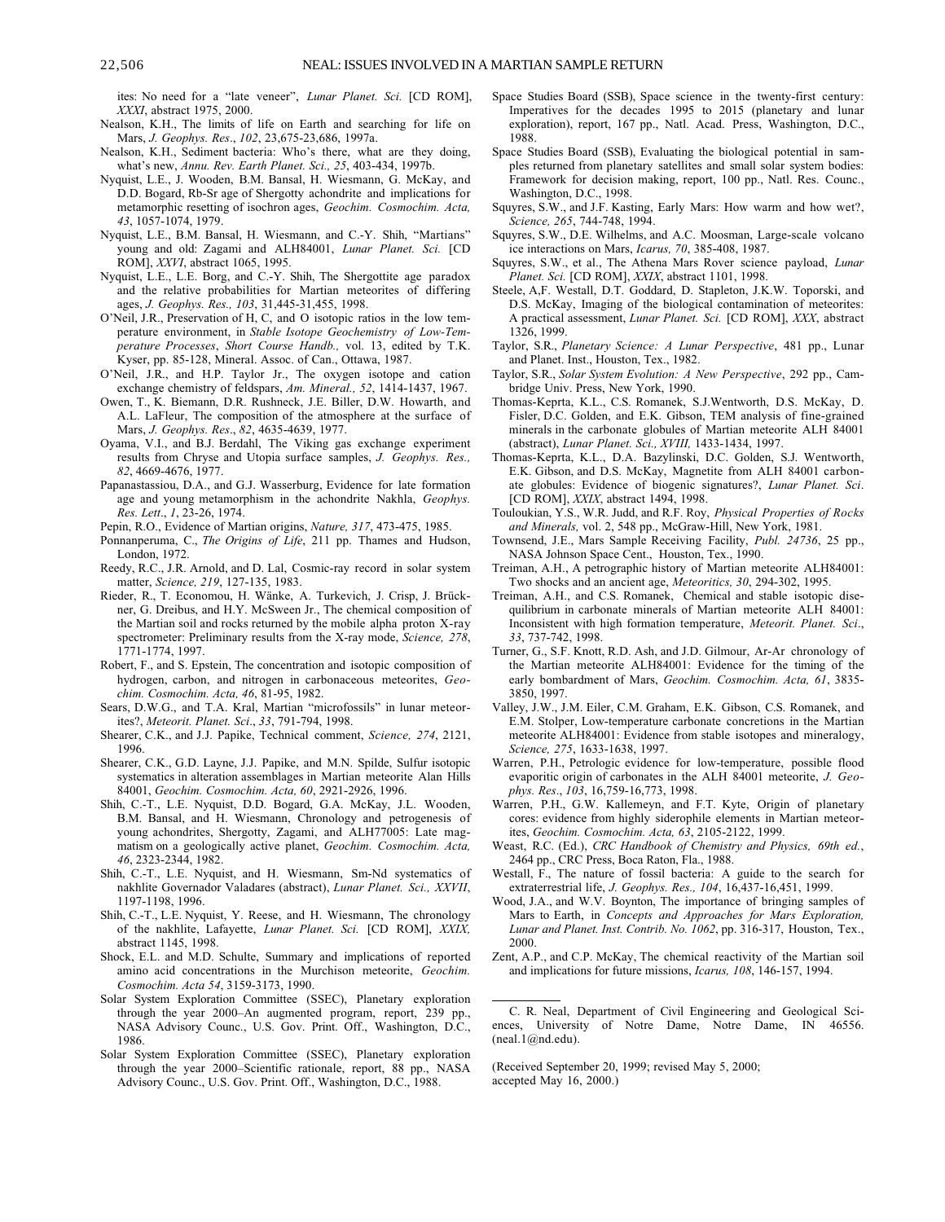ites: No need for a "late veneer", *Lunar Planet. Sci.* [CD ROM], *XXXI*, abstract 1975, 2000.

Nealson, K.H., The limits of life on Earth and searching for life on Mars, *J. Geophys. Res*., *102*, 23,675-23,686, 1997a.

Nealson, K.H., Sediment bacteria: Who's there, what are they doing, what's new, *Annu. Rev. Earth Planet. Sci., 25*, 403-434, 1997b.

Nyquist, L.E., J. Wooden, B.M. Bansal, H. Wiesmann, G. McKay, and D.D. Bogard, Rb-Sr age of Shergotty achondrite and implications for metamorphic resetting of isochron ages, *Geochim. Cosmochim. Acta, 43*, 1057-1074, 1979.

Nyquist, L.E., B.M. Bansal, H. Wiesmann, and C.-Y. Shih, "Martians" young and old: Zagami and ALH84001, *Lunar Planet. Sci.* [CD ROM], *XXVI*, abstract 1065, 1995.

Nyquist, L.E., L.E. Borg, and C.-Y. Shih, The Shergottite age paradox and the relative probabilities for Martian meteorites of differing ages, *J. Geophys. Res., 103*, 31,445-31,455, 1998.

O'Neil, J.R., Preservation of H, C, and O isotopic ratios in the low temperature environment, in *Stable Isotope Geochemistry of Low-Temperature Processes*, *Short Course Handb.,* vol. 13, edited by T.K. Kyser, pp. 85-128, Mineral. Assoc. of Can., Ottawa, 1987.

O'Neil, J.R., and H.P. Taylor Jr., The oxygen isotope and cation exchange chemistry of feldspars, *Am. Mineral., 52*, 1414-1437, 1967.

Owen, T., K. Biemann, D.R. Rushneck, J.E. Biller, D.W. Howarth, and A.L. LaFleur, The composition of the atmosphere at the surface of Mars, *J. Geophys. Res*., *82*, 4635-4639, 1977.

Oyama, V.I., and B.J. Berdahl, The Viking gas exchange experiment results from Chryse and Utopia surface samples, *J. Geophys. Res., 82*, 4669-4676, 1977.

Papanastassiou, D.A., and G.J. Wasserburg, Evidence for late formation age and young metamorphism in the achondrite Nakhla, *Geophys. Res. Lett*., *1*, 23-26, 1974.

Pepin, R.O., Evidence of Martian origins, *Nature, 317*, 473-475, 1985.

Ponnanperuma, C., *The Origins of Life*, 211 pp. Thames and Hudson, London, 1972.

Reedy, R.C., J.R. Arnold, and D. Lal, Cosmic-ray record in solar system matter, *Science, 219*, 127-135, 1983.

Rieder, R., T. Economou, H. Wänke, A. Turkevich, J. Crisp, J. Brückner, G. Dreibus, and H.Y. McSween Jr., The chemical composition of the Martian soil and rocks returned by the mobile alpha proton X-ray spectrometer: Preliminary results from the X-ray mode, *Science, 278*, 1771-1774, 1997.

Robert, F., and S. Epstein, The concentration and isotopic composition of hydrogen, carbon, and nitrogen in carbonaceous meteorites, *Geochim. Cosmochim. Acta, 46*, 81-95, 1982.

Sears, D.W.G., and T.A. Kral, Martian "microfossils" in lunar meteorites?, *Meteorit. Planet. Sci*., *33*, 791-794, 1998.

Shearer, C.K., and J.J. Papike, Technical comment, *Science, 274*, 2121, 1996.

Shearer, C.K., G.D. Layne, J.J. Papike, and M.N. Spilde, Sulfur isotopic systematics in alteration assemblages in Martian meteorite Alan Hills 84001, *Geochim. Cosmochim. Acta, 60*, 2921-2926, 1996.

Shih, C.-T., L.E. Nyquist, D.D. Bogard, G.A. McKay, J.L. Wooden, B.M. Bansal, and H. Wiesmann, Chronology and petrogenesis of young achondrites, Shergotty, Zagami, and ALH77005: Late magmatism on a geologically active planet, *Geochim. Cosmochim. Acta, 46*, 2323-2344, 1982.

Shih, C.-T., L.E. Nyquist, and H. Wiesmann, Sm-Nd systematics of nakhlite Governador Valadares (abstract), *Lunar Planet. Sci., XXVII*, 1197-1198, 1996.

Shih, C.-T., L.E. Nyquist, Y. Reese, and H. Wiesmann, The chronology of the nakhlite, Lafayette, *Lunar Planet. Sci.* [CD ROM], *XXIX,* abstract 1145, 1998.

Shock, E.L. and M.D. Schulte, Summary and implications of reported amino acid concentrations in the Murchison meteorite, *Geochim. Cosmochim. Acta 54*, 3159-3173, 1990.

Solar System Exploration Committee (SSEC), Planetary exploration through the year 2000–An augmented program, report, 239 pp., NASA Advisory Counc., U.S. Gov. Print. Off., Washington, D.C., 1986.

Solar System Exploration Committee (SSEC), Planetary exploration through the year 2000–Scientific rationale, report, 88 pp., NASA Advisory Counc., U.S. Gov. Print. Off., Washington, D.C., 1988.

Space Studies Board (SSB), Space science in the twenty-first century: Imperatives for the decades 1995 to 2015 (planetary and lunar exploration), report, 167 pp., Natl. Acad. Press, Washington, D.C., 1988.

Space Studies Board (SSB), Evaluating the biological potential in samples returned from planetary satellites and small solar system bodies: Framework for decision making, report, 100 pp., Natl. Res. Counc., Washington, D.C., 1998.

Squyres, S.W., and J.F. Kasting, Early Mars: How warm and how wet?, *Science, 265*, 744-748, 1994.

Squyres, S.W., D.E. Wilhelms, and A.C. Moosman, Large-scale volcano ice interactions on Mars, *Icarus, 70*, 385-408, 1987.

Squyres, S.W., et al., The Athena Mars Rover science payload, *Lunar Planet. Sci.* [CD ROM], *XXIX*, abstract 1101, 1998.

Steele, A,F. Westall, D.T. Goddard, D. Stapleton, J.K.W. Toporski, and D.S. McKay, Imaging of the biological contamination of meteorites: A practical assessment, *Lunar Planet. Sci.* [CD ROM], *XXX*, abstract 1326, 1999.

Taylor, S.R., *Planetary Science: A Lunar Perspective*, 481 pp., Lunar and Planet. Inst., Houston, Tex., 1982.

Taylor, S.R., *Solar System Evolution: A New Perspective*, 292 pp., Cambridge Univ. Press, New York, 1990.

Thomas-Keprta, K.L., C.S. Romanek, S.J.Wentworth, D.S. McKay, D. Fisler, D.C. Golden, and E.K. Gibson, TEM analysis of fine-grained minerals in the carbonate globules of Martian meteorite ALH 84001 (abstract), *Lunar Planet. Sci., XVIII,* 1433-1434, 1997.

Thomas-Keprta, K.L., D.A. Bazylinski, D.C. Golden, S.J. Wentworth, E.K. Gibson, and D.S. McKay, Magnetite from ALH 84001 carbonate globules: Evidence of biogenic signatures?, *Lunar Planet. Sci*. [CD ROM], *XXIX*, abstract 1494, 1998.

Touloukian, Y.S., W.R. Judd, and R.F. Roy, *Physical Properties of Rocks and Minerals,* vol. 2, 548 pp., McGraw-Hill, New York, 1981.

Townsend, J.E., Mars Sample Receiving Facility, *Publ. 24736*, 25 pp., NASA Johnson Space Cent., Houston, Tex., 1990.

Treiman, A.H., A petrographic history of Martian meteorite ALH84001: Two shocks and an ancient age, *Meteoritics, 30*, 294-302, 1995.

Treiman, A.H., and C.S. Romanek, Chemical and stable isotopic disequilibrium in carbonate minerals of Martian meteorite ALH 84001: Inconsistent with high formation temperature, *Meteorit. Planet. Sci*., *33*, 737-742, 1998.

Turner, G., S.F. Knott, R.D. Ash, and J.D. Gilmour, Ar-Ar chronology of the Martian meteorite ALH84001: Evidence for the timing of the early bombardment of Mars, *Geochim. Cosmochim. Acta, 61*, 3835-3850, 1997.

Valley, J.W., J.M. Eiler, C.M. Graham, E.K. Gibson, C.S. Romanek, and E.M. Stolper, Low-temperature carbonate concretions in the Martian meteorite ALH84001: Evidence from stable isotopes and mineralogy, *Science, 275*, 1633-1638, 1997.

Warren, P.H., Petrologic evidence for low-temperature, possible flood evaporitic origin of carbonates in the ALH 84001 meteorite, *J. Geophys. Res*., *103*, 16,759-16,773, 1998.

Warren, P.H., G.W. Kallemeyn, and F.T. Kyte, Origin of planetary cores: evidence from highly siderophile elements in Martian meteorites, *Geochim. Cosmochim. Acta, 63*, 2105-2122, 1999.

Weast, R.C. (Ed.), *CRC Handbook of Chemistry and Physics, 69th ed.*, 2464 pp., CRC Press, Boca Raton, Fla., 1988.

Westall, F., The nature of fossil bacteria: A guide to the search for extraterrestrial life, *J. Geophys. Res., 104*, 16,437-16,451, 1999.

Wood, J.A., and W.V. Boynton, The importance of bringing samples of Mars to Earth, in *Concepts and Approaches for Mars Exploration, Lunar and Planet. Inst. Contrib. No. 1062*, pp. 316-317, Houston, Tex., 2000.

Zent, A.P., and C.P. McKay, The chemical reactivity of the Martian soil and implications for future missions, *Icarus, 108*, 146-157, 1994.

---

C. R. Neal, Department of Civil Engineering and Geological Sciences, University of Notre Dame, Notre Dame, IN 46556. (neal.1@nd.edu).

(Received September 20, 1999; revised May 5, 2000; accepted May 16, 2000.)